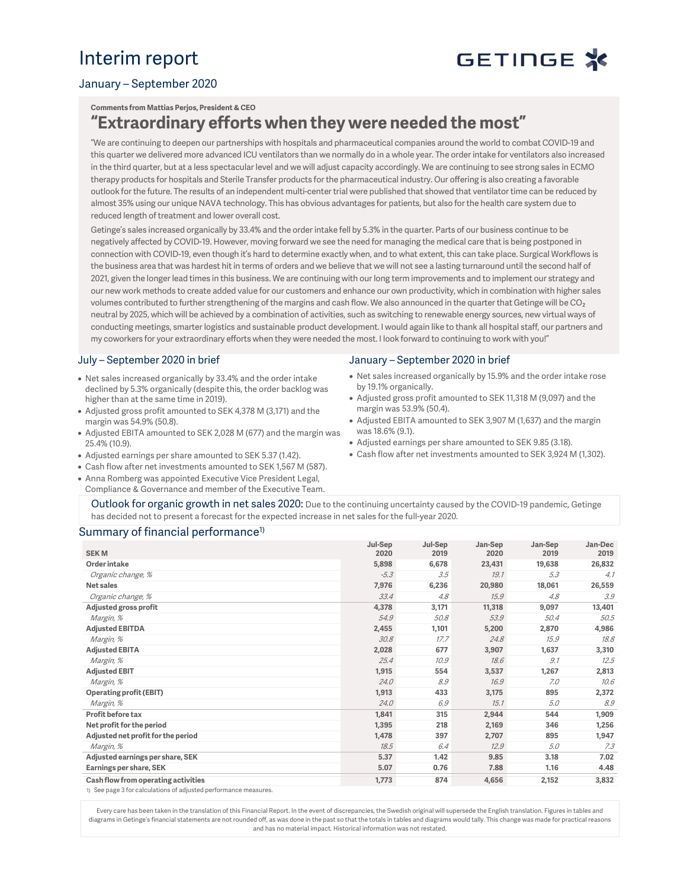# Interim report

GETINGE

## January – September 2020

**Comments from Mattias Perjos, President & CEO**

## "Extraordinary efforts when they were needed the most"

"We are continuing to deepen our partnerships with hospitals and pharmaceutical companies around the world to combat COVID-19 and this quarter we delivered more advanced ICU ventilators than we normally do in a whole year. The order intake for ventilators also increased in the third quarter, but at a less spectacular level and we will adjust capacity accordingly. We are continuing to see strong sales in ECMO therapy products for hospitals and Sterile Transfer products for the pharmaceutical industry. Our offering is also creating a favorable outlook for the future. The results of an independent multi-center trial were published that showed that ventilator time can be reduced by almost 35% using our unique NAVA technology. This has obvious advantages for patients, but also for the health care system due to reduced length of treatment and lower overall cost.

Getinge's sales increased organically by 33.4% and the order intake fell by 5.3% in the quarter. Parts of our business continue to be negatively affected by COVID-19. However, moving forward we see the need for managing the medical care that is being postponed in connection with COVID-19, even though it's hard to determine exactly when, and to what extent, this can take place. Surgical Workflows is the business area that was hardest hit in terms of orders and we believe that we will not see a lasting turnaround until the second half of 2021, given the longer lead times in this business. We are continuing with our long term improvements and to implement our strategy and our new work methods to create added value for our customers and enhance our own productivity, which in combination with higher sales volumes contributed to further strengthening of the margins and cash flow. We also announced in the quarter that Getinge will be $CO_2$ neutral by 2025, which will be achieved by a combination of activities, such as switching to renewable energy sources, new virtual ways of conducting meetings, smarter logistics and sustainable product development. I would again like to thank all hospital staff, our partners and my coworkers for your extraordinary efforts when they were needed the most. I look forward to continuing to work with you!"

## July – September 2020 in brief

- Net sales increased organically by 33.4% and the order intake declined by 5.3% organically (despite this, the order backlog was higher than at the same time in 2019).
- Adjusted gross profit amounted to SEK 4,378 M (3,171) and the margin was 54.9% (50.8).
- Adjusted EBITA amounted to SEK 2,028 M (677) and the margin was 25.4% (10.9).
- Adjusted earnings per share amounted to SEK 5.37 (1.42).
- Cash flow after net investments amounted to SEK 1,567 M (587).
- Anna Romberg was appointed Executive Vice President Legal, Compliance & Governance and member of the Executive Team.

## January – September 2020 in brief

- Net sales increased organically by 15.9% and the order intake rose by 19.1% organically.
- Adjusted gross profit amounted to SEK 11,318 M (9,097) and the margin was 53.9% (50.4).
- Adjusted EBITA amounted to SEK 3,907 M (1,637) and the margin was 18.6% (9.1).
- Adjusted earnings per share amounted to SEK 9.85 (3.18).
- Cash flow after net investments amounted to SEK 3,924 M (1,302).

**Outlook for organic growth in net sales 2020:** Due to the continuing uncertainty caused by the COVID-19 pandemic, Getinge has decided not to present a forecast for the expected increase in net sales for the full-year 2020.

## Summary of financial performance[1)]

| SEK M | Jul-Sep 2020 | Jul-Sep 2019 | Jan-Sep 2020 | Jan-Sep 2019 | Jan-Dec 2019 |
|---|---|---|---|---|---|
| **Order intake** | 5,898 | 6,678 | 23,431 | 19,638 | 26,832 |
| *Organic change, %* | *-5.3* | *3.5* | *19.1* | *5.3* | *4.1* |
| **Net sales** | 7,976 | 6,236 | 20,980 | 18,061 | 26,559 |
| *Organic change, %* | *33.4* | *4.8* | *15.9* | *4.8* | *3.9* |
| **Adjusted gross profit** | 4,378 | 3,171 | 11,318 | 9,097 | 13,401 |
| *Margin, %* | *54.9* | *50.8* | *53.9* | *50.4* | *50.5* |
| **Adjusted EBITDA** | 2,455 | 1,101 | 5,200 | 2,870 | 4,986 |
| *Margin, %* | *30.8* | *17.7* | *24.8* | *15.9* | *18.8* |
| **Adjusted EBITA** | 2,028 | 677 | 3,907 | 1,637 | 3,310 |
| *Margin, %* | *25.4* | *10.9* | *18.6* | *9.1* | *12.5* |
| **Adjusted EBIT** | 1,915 | 554 | 3,537 | 1,267 | 2,813 |
| *Margin, %* | *24.0* | *8.9* | *16.9* | *7.0* | *10.6* |
| **Operating profit (EBIT)** | 1,913 | 433 | 3,175 | 895 | 2,372 |
| *Margin, %* | *24.0* | *6.9* | *15.1* | *5.0* | *8.9* |
| **Profit before tax** | 1,841 | 315 | 2,944 | 544 | 1,909 |
| **Net profit for the period** | 1,395 | 218 | 2,169 | 346 | 1,256 |
| **Adjusted net profit for the period** | 1,478 | 397 | 2,707 | 895 | 1,947 |
| *Margin, %* | *18.5* | *6.4* | *12.9* | *5.0* | *7.3* |
| **Adjusted earnings per share, SEK** | 5.37 | 1.42 | 9.85 | 3.18 | 7.02 |
| **Earnings per share, SEK** | 5.07 | 0.76 | 7.88 | 1.16 | 4.48 |
| **Cash flow from operating activities** | 1,773 | 874 | 4,656 | 2,152 | 3,832 |

1) See page 3 for calculations of adjusted performance measures.

Every care has been taken in the translation of this Financial Report. In the event of discrepancies, the Swedish original will supersede the English translation. Figures in tables and diagrams in Getinge's financial statements are not rounded off, as was done in the past so that the totals in tables and diagrams would tally. This change was made for practical reasons and has no material impact. Historical information was not restated.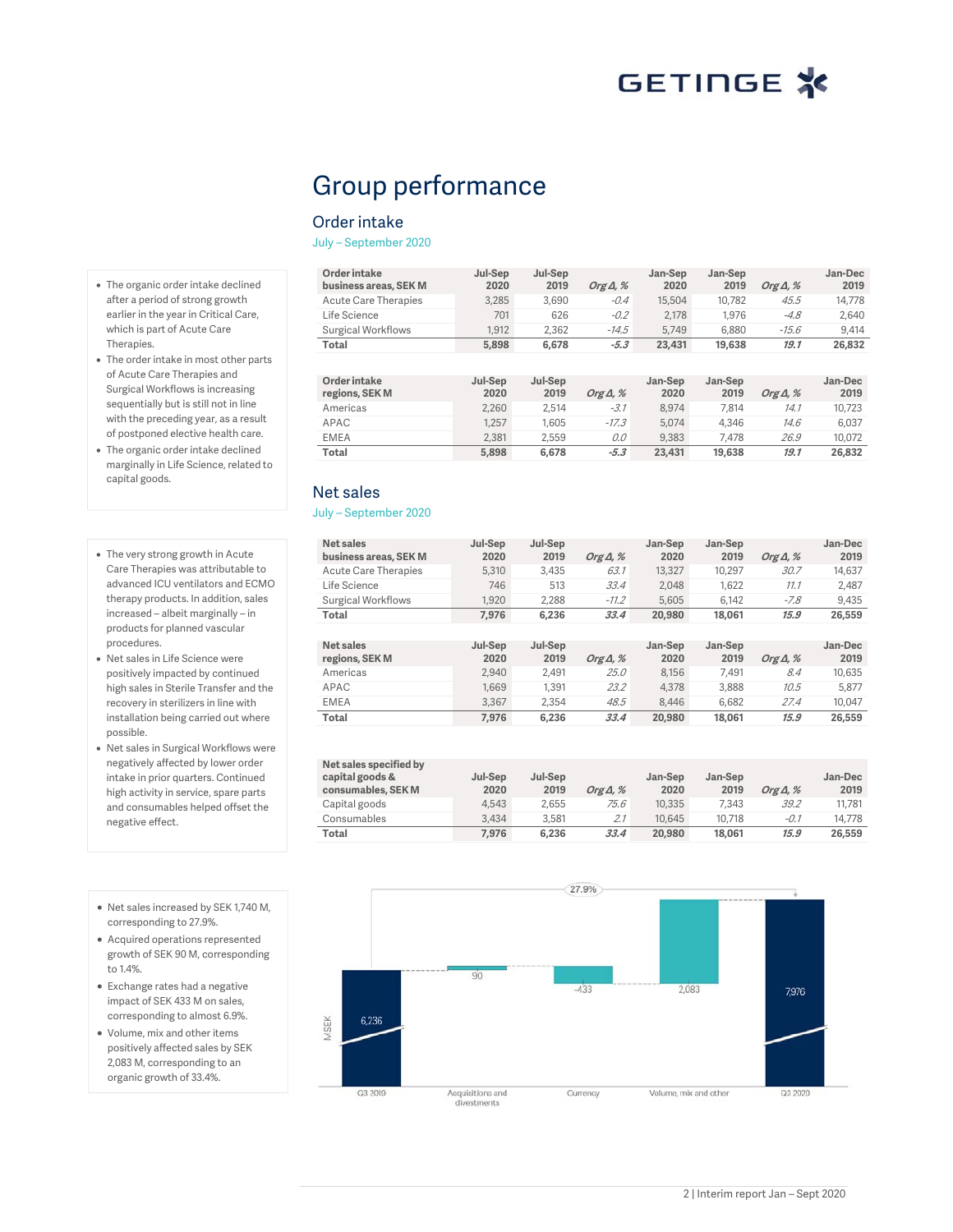# Group performance

## Order intake

July – September 2020

- The organic order intake declined after a period of strong growth earlier in the year in Critical Care, which is part of Acute Care Therapies.
- The order intake in most other parts of Acute Care Therapies and Surgical Workflows is increasing sequentially but is still not in line with the preceding year, as a result of postponed elective health care.
- The organic order intake declined marginally in Life Science, related to capital goods.

| Order intake business areas, SEK M | Jul-Sep 2020 | Jul-Sep 2019 | *Org Δ, %* | Jan-Sep 2020 | Jan-Sep 2019 | *Org Δ, %* | Jan-Dec 2019 |
|---|---|---|---|---|---|---|---|
| Acute Care Therapies | 3,285 | 3,690 | *-0.4* | 15,504 | 10,782 | *45.5* | 14,778 |
| Life Science | 701 | 626 | *-0.2* | 2,178 | 1,976 | *-4.8* | 2,640 |
| Surgical Workflows | 1,912 | 2,362 | *-14.5* | 5,749 | 6,880 | *-15.6* | 9,414 |
| **Total** | **5,898** | **6,678** | ***-5.3*** | **23,431** | **19,638** | ***19.1*** | **26,832** |

| Order intake regions, SEK M | Jul-Sep 2020 | Jul-Sep 2019 | *Org Δ, %* | Jan-Sep 2020 | Jan-Sep 2019 | *Org Δ, %* | Jan-Dec 2019 |
|---|---|---|---|---|---|---|---|
| Americas | 2,260 | 2,514 | *-3.1* | 8,974 | 7,814 | *14.1* | 10,723 |
| APAC | 1,257 | 1,605 | *-17.3* | 5,074 | 4,346 | *14.6* | 6,037 |
| EMEA | 2,381 | 2,559 | *0.0* | 9,383 | 7,478 | *26.9* | 10,072 |
| **Total** | **5,898** | **6,678** | ***-5.3*** | **23,431** | **19,638** | ***19.1*** | **26,832** |

## Net sales

July – September 2020

- The very strong growth in Acute Care Therapies was attributable to advanced ICU ventilators and ECMO therapy products. In addition, sales increased – albeit marginally – in products for planned vascular procedures.
- Net sales in Life Science were positively impacted by continued high sales in Sterile Transfer and the recovery in sterilizers in line with installation being carried out where possible.
- Net sales in Surgical Workflows were negatively affected by lower order intake in prior quarters. Continued high activity in service, spare parts and consumables helped offset the negative effect.

| Net sales business areas, SEK M | Jul-Sep 2020 | Jul-Sep 2019 | *Org Δ, %* | Jan-Sep 2020 | Jan-Sep 2019 | *Org Δ, %* | Jan-Dec 2019 |
|---|---|---|---|---|---|---|---|
| Acute Care Therapies | 5,310 | 3,435 | *63.1* | 13,327 | 10,297 | *30.7* | 14,637 |
| Life Science | 746 | 513 | *33.4* | 2,048 | 1,622 | *11.1* | 2,487 |
| Surgical Workflows | 1,920 | 2,288 | *-11.2* | 5,605 | 6,142 | *-7.8* | 9,435 |
| **Total** | **7,976** | **6,236** | ***33.4*** | **20,980** | **18,061** | ***15.9*** | **26,559** |

| Net sales regions, SEK M | Jul-Sep 2020 | Jul-Sep 2019 | *Org Δ, %* | Jan-Sep 2020 | Jan-Sep 2019 | *Org Δ, %* | Jan-Dec 2019 |
|---|---|---|---|---|---|---|---|
| Americas | 2,940 | 2,491 | *25.0* | 8,156 | 7,491 | *8.4* | 10,635 |
| APAC | 1,669 | 1,391 | *23.2* | 4,378 | 3,888 | *10.5* | 5,877 |
| EMEA | 3,367 | 2,354 | *48.5* | 8,446 | 6,682 | *27.4* | 10,047 |
| **Total** | **7,976** | **6,236** | ***33.4*** | **20,980** | **18,061** | ***15.9*** | **26,559** |

| Net sales specified by capital goods & consumables, SEK M | Jul-Sep 2020 | Jul-Sep 2019 | *Org Δ, %* | Jan-Sep 2020 | Jan-Sep 2019 | *Org Δ, %* | Jan-Dec 2019 |
|---|---|---|---|---|---|---|---|
| Capital goods | 4,543 | 2,655 | *75.6* | 10,335 | 7,343 | *39.2* | 11,781 |
| Consumables | 3,434 | 3,581 | *2.1* | 10,645 | 10,718 | *-0.1* | 14,778 |
| **Total** | **7,976** | **6,236** | ***33.4*** | **20,980** | **18,061** | ***15.9*** | **26,559** |

- Net sales increased by SEK 1,740 M, corresponding to 27.9%.
- Acquired operations represented growth of SEK 90 M, corresponding to 1.4%.
- Exchange rates had a negative impact of SEK 433 M on sales, corresponding to almost 6.9%.
- Volume, mix and other items positively affected sales by SEK 2,083 M, corresponding to an organic growth of 33.4%.

| MSEK | Q3 2019 | Acquisitions and divestments | Currency | Volume, mix and other | Q3 2020 |
|---|---|---|---|---|---|
| Value | 6,236 | 90 | -433 | 2,083 | 7,976 |

Change Q3 2019 – Q3 2020: 27.9%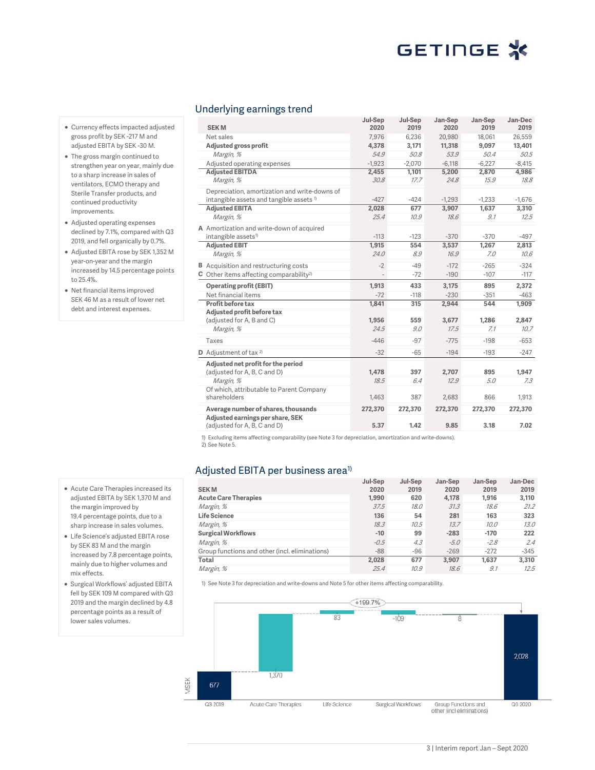## Underlying earnings trend

- Currency effects impacted adjusted gross profit by SEK -217 M and adjusted EBITA by SEK -30 M.
- The gross margin continued to strengthen year on year, mainly due to a sharp increase in sales of ventilators, ECMO therapy and Sterile Transfer products, and continued productivity improvements.
- Adjusted operating expenses declined by 7.1%, compared with Q3 2019, and fell organically by 0.7%.
- Adjusted EBITA rose by SEK 1,352 M year-on-year and the margin increased by 14.5 percentage points to 25.4%.
- Net financial items improved SEK 46 M as a result of lower net debt and interest expenses.

| | SEK M | Jul-Sep 2020 | Jul-Sep 2019 | Jan-Sep 2020 | Jan-Sep 2019 | Jan-Dec 2019 |
|---|---|---|---|---|---|---|
| | Net sales | 7,976 | 6,236 | 20,980 | 18,061 | 26,559 |
| | **Adjusted gross profit** | **4,378** | **3,171** | **11,318** | **9,097** | **13,401** |
| | *Margin, %* | *54.9* | *50.8* | *53.9* | *50.4* | *50.5* |
| | Adjusted operating expenses | -1,923 | -2,070 | -6,118 | -6,227 | -8,415 |
| | **Adjusted EBITDA** | **2,455** | **1,101** | **5,200** | **2,870** | **4,986** |
| | *Margin, %* | *30.8* | *17.7* | *24.8* | *15.9* | *18.8* |
| | Depreciation, amortization and write-downs of intangible assets and tangible assets [1] | -427 | -424 | -1,293 | -1,233 | -1,676 |
| | **Adjusted EBITA** | **2,028** | **677** | **3,907** | **1,637** | **3,310** |
| | *Margin, %* | *25.4* | *10.9* | *18.6* | *9.1* | *12.5* |
| A | Amortization and write-down of acquired intangible assets[1] | -113 | -123 | -370 | -370 | -497 |
| | **Adjusted EBIT** | **1,915** | **554** | **3,537** | **1,267** | **2,813** |
| | *Margin, %* | *24.0* | *8.9* | *16.9* | *7.0* | *10.6* |
| B | Acquisition and restructuring costs | -2 | -49 | -172 | -265 | -324 |
| C | Other items affecting comparability[2] | - | -72 | -190 | -107 | -117 |
| | **Operating profit (EBIT)** | **1,913** | **433** | **3,175** | **895** | **2,372** |
| | Net financial items | -72 | -118 | -230 | -351 | -463 |
| | **Profit before tax** | **1,841** | **315** | **2,944** | **544** | **1,909** |
| | **Adjusted profit before tax** (adjusted for A, B and C) | **1,956** | **559** | **3,677** | **1,286** | **2,847** |
| | *Margin, %* | *24.5* | *9.0* | *17.5* | *7.1* | *10.7* |
| | Taxes | -446 | -97 | -775 | -198 | -653 |
| D | Adjustment of tax [2] | -32 | -65 | -194 | -193 | -247 |
| | **Adjusted net profit for the period** (adjusted for A, B, C and D) | **1,478** | **397** | **2,707** | **895** | **1,947** |
| | *Margin, %* | *18.5* | *6.4* | *12.9* | *5.0* | *7.3* |
| | Of which, attributable to Parent Company shareholders | 1,463 | 387 | 2,683 | 866 | 1,913 |
| | **Average number of shares, thousands** | **272,370** | **272,370** | **272,370** | **272,370** | **272,370** |
| | **Adjusted earnings per share, SEK** (adjusted for A, B, C and D) | **5.37** | **1.42** | **9.85** | **3.18** | **7.02** |

1) Excluding items affecting comparability (see Note 3 for depreciation, amortization and write-downs).
2) See Note 5.

## Adjusted EBITA per business area[1]

- Acute Care Therapies increased its adjusted EBITA by SEK 1,370 M and the margin improved by 19.4 percentage points, due to a sharp increase in sales volumes.
- Life Science's adjusted EBITA rose by SEK 83 M and the margin increased by 7.8 percentage points, mainly due to higher volumes and mix effects.
- Surgical Workflows' adjusted EBITA fell by SEK 109 M compared with Q3 2019 and the margin declined by 4.8 percentage points as a result of lower sales volumes.

| SEK M | Jul-Sep 2020 | Jul-Sep 2019 | Jan-Sep 2020 | Jan-Sep 2019 | Jan-Dec 2019 |
|---|---|---|---|---|---|
| **Acute Care Therapies** | **1,990** | **620** | **4,178** | **1,916** | **3,110** |
| *Margin, %* | *37.5* | *18.0* | *31.3* | *18.6* | *21.2* |
| **Life Science** | **136** | **54** | **281** | **163** | **323** |
| *Margin, %* | *18.3* | *10.5* | *13.7* | *10.0* | *13.0* |
| **Surgical Workflows** | **-10** | **99** | **-283** | **-170** | **222** |
| *Margin, %* | *-0.5* | *4.3* | *-5.0* | *-2.8* | *2.4* |
| Group functions and other (incl. eliminations) | -88 | -96 | -269 | -272 | -345 |
| **Total** | **2,028** | **677** | **3,907** | **1,637** | **3,310** |
| *Margin, %* | *25.4* | *10.9* | *18.6* | *9.1* | *12.5* |

1) See Note 3 for depreciation and write-downs and Note 5 for other items affecting comparability.

MSEK: Q3 2019: 677; Acute Care Therapies: 1,370; Life Science: 83; Surgical Workflows: -109; Group Functions and other (incl eliminations): 8; Q3 2020: 2,028; +199.7%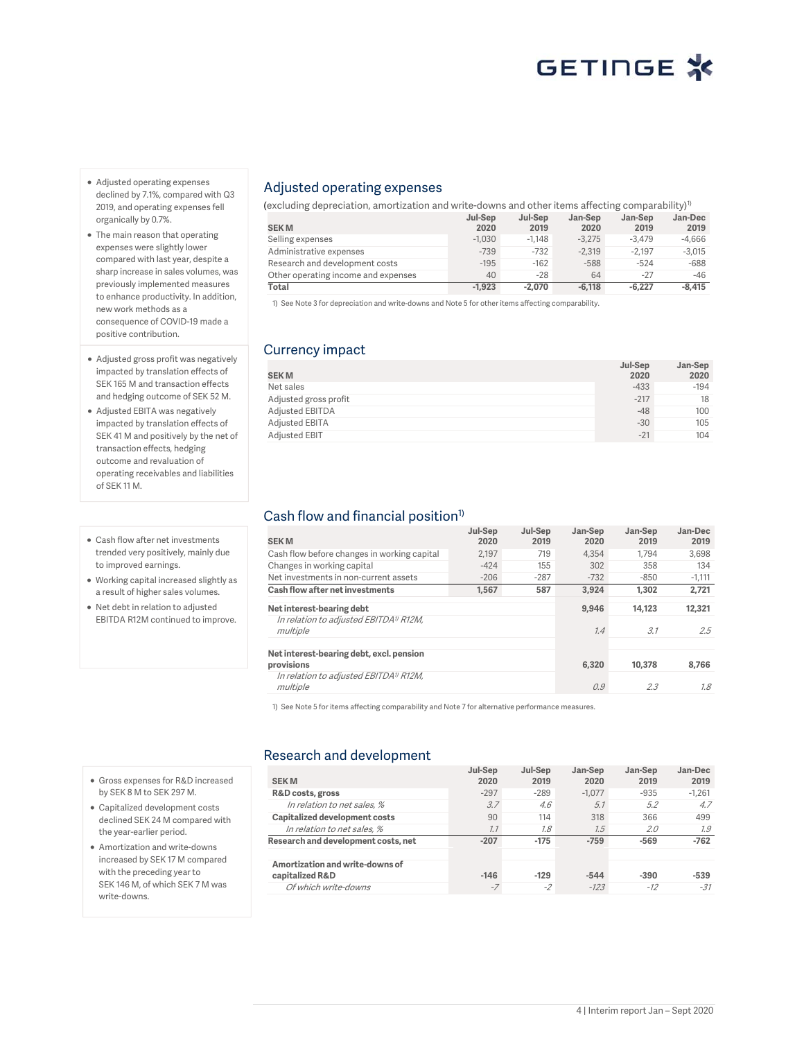- Adjusted operating expenses declined by 7.1%, compared with Q3 2019, and operating expenses fell organically by 0.7%.
- The main reason that operating expenses were slightly lower compared with last year, despite a sharp increase in sales volumes, was previously implemented measures to enhance productivity. In addition, new work methods as a consequence of COVID-19 made a positive contribution.

## Adjusted operating expenses

(excluding depreciation, amortization and write-downs and other items affecting comparability)[1]

| SEK M | Jul-Sep 2020 | Jul-Sep 2019 | Jan-Sep 2020 | Jan-Sep 2019 | Jan-Dec 2019 |
|---|---|---|---|---|---|
| Selling expenses | -1,030 | -1,148 | -3,275 | -3,479 | -4,666 |
| Administrative expenses | -739 | -732 | -2,319 | -2,197 | -3,015 |
| Research and development costs | -195 | -162 | -588 | -524 | -688 |
| Other operating income and expenses | 40 | -28 | 64 | -27 | -46 |
| **Total** | **-1,923** | **-2,070** | **-6,118** | **-6,227** | **-8,415** |

1) See Note 3 for depreciation and write-downs and Note 5 for other items affecting comparability.

- Adjusted gross profit was negatively impacted by translation effects of SEK 165 M and transaction effects and hedging outcome of SEK 52 M.
- Adjusted EBITA was negatively impacted by translation effects of SEK 41 M and positively by the net of transaction effects, hedging outcome and revaluation of operating receivables and liabilities of SEK 11 M.

## Currency impact

| SEK M | Jul-Sep 2020 | Jan-Sep 2020 |
|---|---|---|
| Net sales | -433 | -194 |
| Adjusted gross profit | -217 | 18 |
| Adjusted EBITDA | -48 | 100 |
| Adjusted EBITA | -30 | 105 |
| Adjusted EBIT | -21 | 104 |

- Cash flow after net investments trended very positively, mainly due to improved earnings.
- Working capital increased slightly as a result of higher sales volumes.
- Net debt in relation to adjusted EBITDA R12M continued to improve.

## Cash flow and financial position[1]

| SEK M | Jul-Sep 2020 | Jul-Sep 2019 | Jan-Sep 2020 | Jan-Sep 2019 | Jan-Dec 2019 |
|---|---|---|---|---|---|
| Cash flow before changes in working capital | 2,197 | 719 | 4,354 | 1,794 | 3,698 |
| Changes in working capital | -424 | 155 | 302 | 358 | 134 |
| Net investments in non-current assets | -206 | -287 | -732 | -850 | -1,111 |
| **Cash flow after net investments** | **1,567** | **587** | **3,924** | **1,302** | **2,721** |
| **Net interest-bearing debt** | | | **9,946** | **14,123** | **12,321** |
| *In relation to adjusted EBITDA[1] R12M, multiple* | | | *1.4* | *3.1* | *2.5* |
| **Net interest-bearing debt, excl. pension provisions** | | | **6,320** | **10,378** | **8,766** |
| *In relation to adjusted EBITDA[1] R12M, multiple* | | | *0.9* | *2.3* | *1.8* |

1) See Note 5 for items affecting comparability and Note 7 for alternative performance measures.

- Gross expenses for R&D increased by SEK 8 M to SEK 297 M.
- Capitalized development costs declined SEK 24 M compared with the year-earlier period.
- Amortization and write-downs increased by SEK 17 M compared with the preceding year to SEK 146 M, of which SEK 7 M was write-downs.

## Research and development

| SEK M | Jul-Sep 2020 | Jul-Sep 2019 | Jan-Sep 2020 | Jan-Sep 2019 | Jan-Dec 2019 |
|---|---|---|---|---|---|
| **R&D costs, gross** | -297 | -289 | -1,077 | -935 | -1,261 |
| *In relation to net sales, %* | *3.7* | *4.6* | *5.1* | *5.2* | *4.7* |
| **Capitalized development costs** | 90 | 114 | 318 | 366 | 499 |
| *In relation to net sales, %* | *1.1* | *1.8* | *1.5* | *2.0* | *1.9* |
| **Research and development costs, net** | **-207** | **-175** | **-759** | **-569** | **-762** |
| **Amortization and write-downs of capitalized R&D** | **-146** | **-129** | **-544** | **-390** | **-539** |
| *Of which write-downs* | *-7* | *-2* | *-123* | *-12* | *-31* |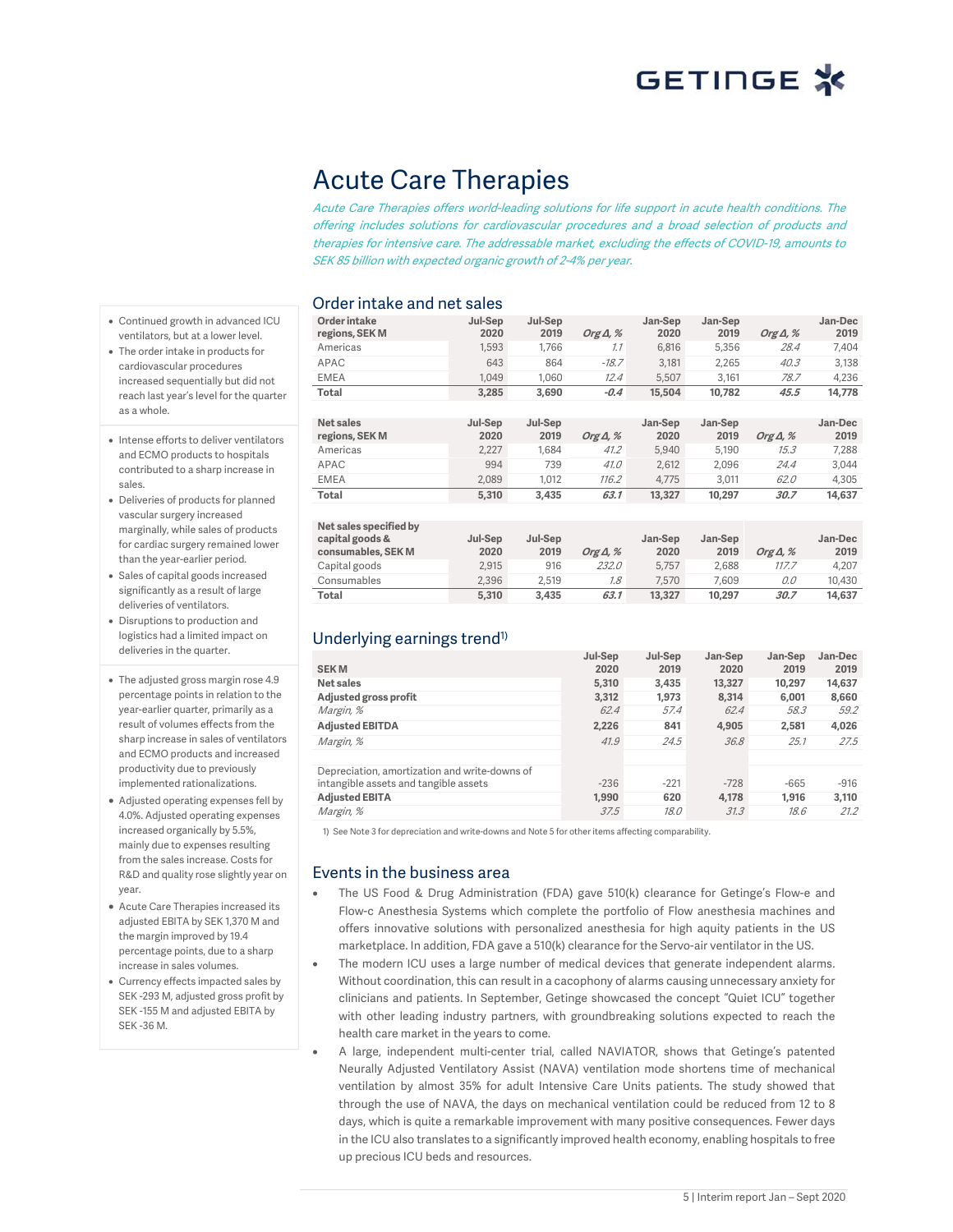# Acute Care Therapies

*Acute Care Therapies offers world-leading solutions for life support in acute health conditions. The offering includes solutions for cardiovascular procedures and a broad selection of products and therapies for intensive care. The addressable market, excluding the effects of COVID-19, amounts to SEK 85 billion with expected organic growth of 2-4% per year.*

- Continued growth in advanced ICU ventilators, but at a lower level.
- The order intake in products for cardiovascular procedures increased sequentially but did not reach last year's level for the quarter as a whole.

- Intense efforts to deliver ventilators and ECMO products to hospitals contributed to a sharp increase in sales.
- Deliveries of products for planned vascular surgery increased marginally, while sales of products for cardiac surgery remained lower than the year-earlier period.
- Sales of capital goods increased significantly as a result of large deliveries of ventilators.
- Disruptions to production and logistics had a limited impact on deliveries in the quarter.

- The adjusted gross margin rose 4.9 percentage points in relation to the year-earlier quarter, primarily as a result of volumes effects from the sharp increase in sales of ventilators and ECMO products and increased productivity due to previously implemented rationalizations.
- Adjusted operating expenses fell by 4.0%. Adjusted operating expenses increased organically by 5.5%, mainly due to expenses resulting from the sales increase. Costs for R&D and quality rose slightly year on year.
- Acute Care Therapies increased its adjusted EBITA by SEK 1,370 M and the margin improved by 19.4 percentage points, due to a sharp increase in sales volumes.
- Currency effects impacted sales by SEK -293 M, adjusted gross profit by SEK -155 M and adjusted EBITA by SEK -36 M.

## Order intake and net sales

| Order intake regions, SEK M | Jul-Sep 2020 | Jul-Sep 2019 | *Org Δ, %* | Jan-Sep 2020 | Jan-Sep 2019 | *Org Δ, %* | Jan-Dec 2019 |
|---|---|---|---|---|---|---|---|
| Americas | 1,593 | 1,766 | *1.1* | 6,816 | 5,356 | *28.4* | 7,404 |
| APAC | 643 | 864 | *-18.7* | 3,181 | 2,265 | *40.3* | 3,138 |
| EMEA | 1,049 | 1,060 | *12.4* | 5,507 | 3,161 | *78.7* | 4,236 |
| **Total** | **3,285** | **3,690** | ***-0.4*** | **15,504** | **10,782** | ***45.5*** | **14,778** |

| Net sales regions, SEK M | Jul-Sep 2020 | Jul-Sep 2019 | *Org Δ, %* | Jan-Sep 2020 | Jan-Sep 2019 | *Org Δ, %* | Jan-Dec 2019 |
|---|---|---|---|---|---|---|---|
| Americas | 2,227 | 1,684 | *41.2* | 5,940 | 5,190 | *15.3* | 7,288 |
| APAC | 994 | 739 | *41.0* | 2,612 | 2,096 | *24.4* | 3,044 |
| EMEA | 2,089 | 1,012 | *116.2* | 4,775 | 3,011 | *62.0* | 4,305 |
| **Total** | **5,310** | **3,435** | ***63.1*** | **13,327** | **10,297** | ***30.7*** | **14,637** |

| Net sales specified by capital goods & consumables, SEK M | Jul-Sep 2020 | Jul-Sep 2019 | *Org Δ, %* | Jan-Sep 2020 | Jan-Sep 2019 | *Org Δ, %* | Jan-Dec 2019 |
|---|---|---|---|---|---|---|---|
| Capital goods | 2,915 | 916 | *232.0* | 5,757 | 2,688 | *117.7* | 4,207 |
| Consumables | 2,396 | 2,519 | *1.8* | 7,570 | 7,609 | *0.0* | 10,430 |
| **Total** | **5,310** | **3,435** | ***63.1*** | **13,327** | **10,297** | ***30.7*** | **14,637** |

## Underlying earnings trend[1]

| SEK M | Jul-Sep 2020 | Jul-Sep 2019 | Jan-Sep 2020 | Jan-Sep 2019 | Jan-Dec 2019 |
|---|---|---|---|---|---|
| **Net sales** | **5,310** | **3,435** | **13,327** | **10,297** | **14,637** |
| **Adjusted gross profit** | **3,312** | **1,973** | **8,314** | **6,001** | **8,660** |
| *Margin, %* | *62.4* | *57.4* | *62.4* | *58.3* | *59.2* |
| **Adjusted EBITDA** | **2,226** | **841** | **4,905** | **2,581** | **4,026** |
| *Margin, %* | *41.9* | *24.5* | *36.8* | *25.1* | *27.5* |
| | | | | | |
| Depreciation, amortization and write-downs of intangible assets and tangible assets | -236 | -221 | -728 | -665 | -916 |
| **Adjusted EBITA** | **1,990** | **620** | **4,178** | **1,916** | **3,110** |
| *Margin, %* | *37.5* | *18.0* | *31.3* | *18.6* | *21.2* |

1) See Note 3 for depreciation and write-downs and Note 5 for other items affecting comparability.

## Events in the business area

- The US Food & Drug Administration (FDA) gave 510(k) clearance for Getinge's Flow-e and Flow-c Anesthesia Systems which complete the portfolio of Flow anesthesia machines and offers innovative solutions with personalized anesthesia for high aquity patients in the US marketplace. In addition, FDA gave a 510(k) clearance for the Servo-air ventilator in the US.
- The modern ICU uses a large number of medical devices that generate independent alarms. Without coordination, this can result in a cacophony of alarms causing unnecessary anxiety for clinicians and patients. In September, Getinge showcased the concept "Quiet ICU" together with other leading industry partners, with groundbreaking solutions expected to reach the health care market in the years to come.
- A large, independent multi-center trial, called NAVIATOR, shows that Getinge's patented Neurally Adjusted Ventilatory Assist (NAVA) ventilation mode shortens time of mechanical ventilation by almost 35% for adult Intensive Care Units patients. The study showed that through the use of NAVA, the days on mechanical ventilation could be reduced from 12 to 8 days, which is quite a remarkable improvement with many positive consequences. Fewer days in the ICU also translates to a significantly improved health economy, enabling hospitals to free up precious ICU beds and resources.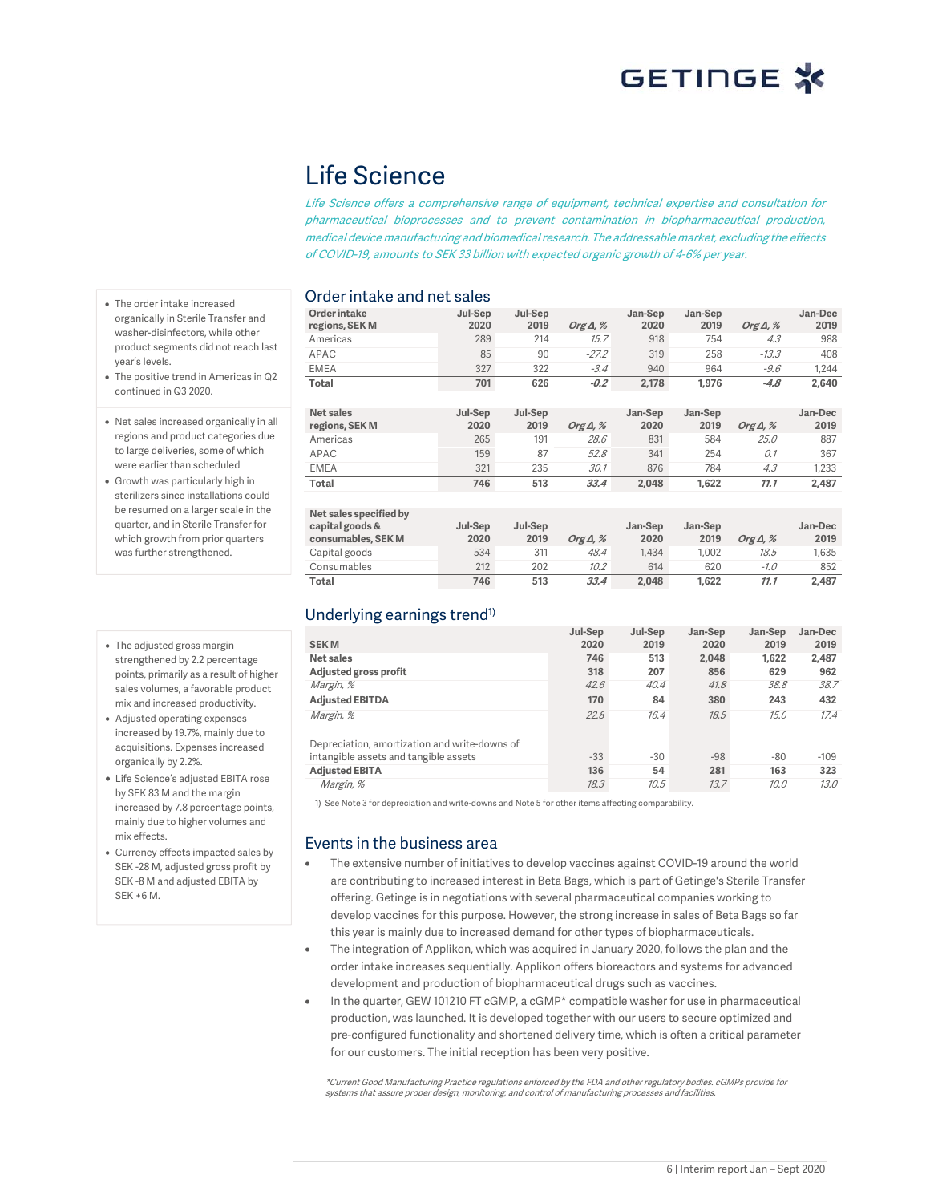# Life Science

*Life Science offers a comprehensive range of equipment, technical expertise and consultation for pharmaceutical bioprocesses and to prevent contamination in biopharmaceutical production, medical device manufacturing and biomedical research. The addressable market, excluding the effects of COVID-19, amounts to SEK 33 billion with expected organic growth of 4-6% per year.*

## Order intake and net sales

- The order intake increased organically in Sterile Transfer and washer-disinfectors, while other product segments did not reach last year's levels.
- The positive trend in Americas in Q2 continued in Q3 2020.

- Net sales increased organically in all regions and product categories due to large deliveries, some of which were earlier than scheduled
- Growth was particularly high in sterilizers since installations could be resumed on a larger scale in the quarter, and in Sterile Transfer for which growth from prior quarters was further strengthened.

| Order intake regions, SEK M | Jul-Sep 2020 | Jul-Sep 2019 | Org Δ, % | Jan-Sep 2020 | Jan-Sep 2019 | Org Δ, % | Jan-Dec 2019 |
|---|---|---|---|---|---|---|---|
| Americas | 289 | 214 | *15.7* | 918 | 754 | *4.3* | 988 |
| APAC | 85 | 90 | *-27.2* | 319 | 258 | *-13.3* | 408 |
| EMEA | 327 | 322 | *-3.4* | 940 | 964 | *-9.6* | 1,244 |
| **Total** | **701** | **626** | ***-0.2*** | **2,178** | **1,976** | ***-4.8*** | **2,640** |

| Net sales regions, SEK M | Jul-Sep 2020 | Jul-Sep 2019 | Org Δ, % | Jan-Sep 2020 | Jan-Sep 2019 | Org Δ, % | Jan-Dec 2019 |
|---|---|---|---|---|---|---|---|
| Americas | 265 | 191 | *28.6* | 831 | 584 | *25.0* | 887 |
| APAC | 159 | 87 | *52.8* | 341 | 254 | *0.1* | 367 |
| EMEA | 321 | 235 | *30.1* | 876 | 784 | *4.3* | 1,233 |
| **Total** | **746** | **513** | ***33.4*** | **2,048** | **1,622** | ***11.1*** | **2,487** |

| Net sales specified by capital goods & consumables, SEK M | Jul-Sep 2020 | Jul-Sep 2019 | Org Δ, % | Jan-Sep 2020 | Jan-Sep 2019 | Org Δ, % | Jan-Dec 2019 |
|---|---|---|---|---|---|---|---|
| Capital goods | 534 | 311 | *48.4* | 1,434 | 1,002 | *18.5* | 1,635 |
| Consumables | 212 | 202 | *10.2* | 614 | 620 | *-1.0* | 852 |
| **Total** | **746** | **513** | ***33.4*** | **2,048** | **1,622** | ***11.1*** | **2,487** |

## Underlying earnings trend[1]

- The adjusted gross margin strengthened by 2.2 percentage points, primarily as a result of higher sales volumes, a favorable product mix and increased productivity.
- Adjusted operating expenses increased by 19.7%, mainly due to acquisitions. Expenses increased organically by 2.2%.
- Life Science's adjusted EBITA rose by SEK 83 M and the margin increased by 7.8 percentage points, mainly due to higher volumes and mix effects.
- Currency effects impacted sales by SEK -28 M, adjusted gross profit by SEK -8 M and adjusted EBITA by SEK +6 M.

| SEK M | Jul-Sep 2020 | Jul-Sep 2019 | Jan-Sep 2020 | Jan-Sep 2019 | Jan-Dec 2019 |
|---|---|---|---|---|---|
| **Net sales** | **746** | **513** | **2,048** | **1,622** | **2,487** |
| **Adjusted gross profit** | **318** | **207** | **856** | **629** | **962** |
| *Margin, %* | *42.6* | *40.4* | *41.8* | *38.8* | *38.7* |
| **Adjusted EBITDA** | **170** | **84** | **380** | **243** | **432** |
| *Margin, %* | *22.8* | *16.4* | *18.5* | *15.0* | *17.4* |
| | | | | | |
| Depreciation, amortization and write-downs of intangible assets and tangible assets | -33 | -30 | -98 | -80 | -109 |
| **Adjusted EBITA** | **136** | **54** | **281** | **163** | **323** |
| *Margin, %* | *18.3* | *10.5* | *13.7* | *10.0* | *13.0* |

1) See Note 3 for depreciation and write-downs and Note 5 for other items affecting comparability.

## Events in the business area

- The extensive number of initiatives to develop vaccines against COVID-19 around the world are contributing to increased interest in Beta Bags, which is part of Getinge's Sterile Transfer offering. Getinge is in negotiations with several pharmaceutical companies working to develop vaccines for this purpose. However, the strong increase in sales of Beta Bags so far this year is mainly due to increased demand for other types of biopharmaceuticals.
- The integration of Applikon, which was acquired in January 2020, follows the plan and the order intake increases sequentially. Applikon offers bioreactors and systems for advanced development and production of biopharmaceutical drugs such as vaccines.
- In the quarter, GEW 101210 FT cGMP, a cGMP* compatible washer for use in pharmaceutical production, was launched. It is developed together with our users to secure optimized and pre-configured functionality and shortened delivery time, which is often a critical parameter for our customers. The initial reception has been very positive.

*\*Current Good Manufacturing Practice regulations enforced by the FDA and other regulatory bodies. cGMPs provide for systems that assure proper design, monitoring, and control of manufacturing processes and facilities.*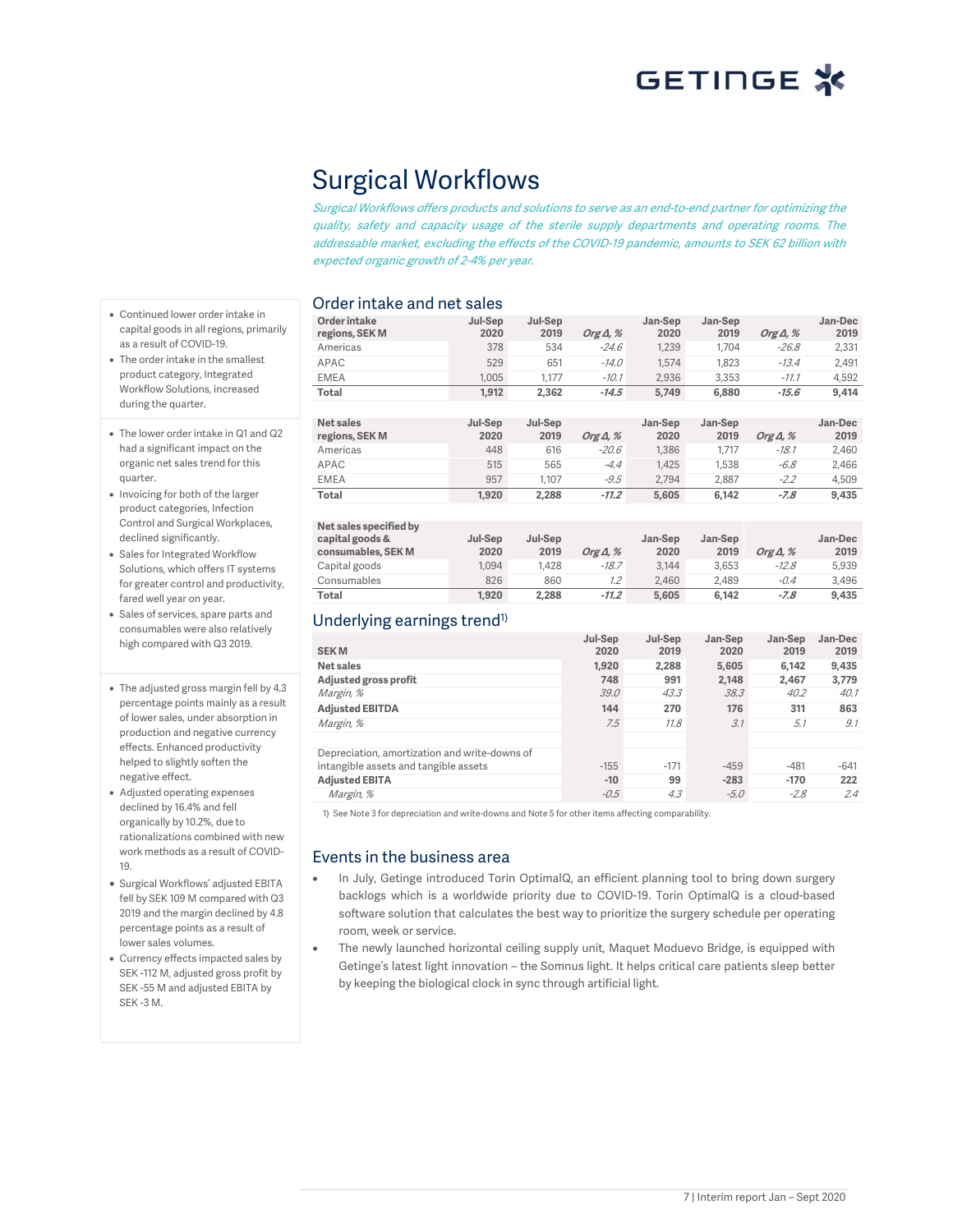# Surgical Workflows

*Surgical Workflows offers products and solutions to serve as an end-to-end partner for optimizing the quality, safety and capacity usage of the sterile supply departments and operating rooms. The addressable market, excluding the effects of the COVID-19 pandemic, amounts to SEK 62 billion with expected organic growth of 2-4% per year.*

- Continued lower order intake in capital goods in all regions, primarily as a result of COVID-19.
- The order intake in the smallest product category, Integrated Workflow Solutions, increased during the quarter.

- The lower order intake in Q1 and Q2 had a significant impact on the organic net sales trend for this quarter.
- Invoicing for both of the larger product categories, Infection Control and Surgical Workplaces, declined significantly.
- Sales for Integrated Workflow Solutions, which offers IT systems for greater control and productivity, fared well year on year.
- Sales of services, spare parts and consumables were also relatively high compared with Q3 2019.

- The adjusted gross margin fell by 4.3 percentage points mainly as a result of lower sales, under absorption in production and negative currency effects. Enhanced productivity helped to slightly soften the negative effect.
- Adjusted operating expenses declined by 16.4% and fell organically by 10.2%, due to rationalizations combined with new work methods as a result of COVID-19.
- Surgical Workflows' adjusted EBITA fell by SEK 109 M compared with Q3 2019 and the margin declined by 4.8 percentage points as a result of lower sales volumes.
- Currency effects impacted sales by SEK -112 M, adjusted gross profit by SEK -55 M and adjusted EBITA by SEK -3 M.

## Order intake and net sales

| Order intake regions, SEK M | Jul-Sep 2020 | Jul-Sep 2019 | *Org Δ, %* | Jan-Sep 2020 | Jan-Sep 2019 | *Org Δ, %* | Jan-Dec 2019 |
|---|---|---|---|---|---|---|---|
| Americas | 378 | 534 | *-24.6* | 1,239 | 1,704 | *-26.8* | 2,331 |
| APAC | 529 | 651 | *-14.0* | 1,574 | 1,823 | *-13.4* | 2,491 |
| EMEA | 1,005 | 1,177 | *-10.1* | 2,936 | 3,353 | *-11.1* | 4,592 |
| **Total** | **1,912** | **2,362** | ***-14.5*** | **5,749** | **6,880** | ***-15.6*** | **9,414** |

| Net sales regions, SEK M | Jul-Sep 2020 | Jul-Sep 2019 | *Org Δ, %* | Jan-Sep 2020 | Jan-Sep 2019 | *Org Δ, %* | Jan-Dec 2019 |
|---|---|---|---|---|---|---|---|
| Americas | 448 | 616 | *-20.6* | 1,386 | 1,717 | *-18.1* | 2,460 |
| APAC | 515 | 565 | *-4.4* | 1,425 | 1,538 | *-6.8* | 2,466 |
| EMEA | 957 | 1,107 | *-9.5* | 2,794 | 2,887 | *-2.2* | 4,509 |
| **Total** | **1,920** | **2,288** | ***-11.2*** | **5,605** | **6,142** | ***-7.8*** | **9,435** |

| Net sales specified by capital goods & consumables, SEK M | Jul-Sep 2020 | Jul-Sep 2019 | *Org Δ, %* | Jan-Sep 2020 | Jan-Sep 2019 | *Org Δ, %* | Jan-Dec 2019 |
|---|---|---|---|---|---|---|---|
| Capital goods | 1,094 | 1,428 | *-18.7* | 3,144 | 3,653 | *-12.8* | 5,939 |
| Consumables | 826 | 860 | *1.2* | 2,460 | 2,489 | *-0.4* | 3,496 |
| **Total** | **1,920** | **2,288** | ***-11.2*** | **5,605** | **6,142** | ***-7.8*** | **9,435** |

## Underlying earnings trend[1)]

| SEK M | Jul-Sep 2020 | Jul-Sep 2019 | Jan-Sep 2020 | Jan-Sep 2019 | Jan-Dec 2019 |
|---|---|---|---|---|---|
| **Net sales** | **1,920** | **2,288** | **5,605** | **6,142** | **9,435** |
| **Adjusted gross profit** | **748** | **991** | **2,148** | **2,467** | **3,779** |
| *Margin, %* | *39.0* | *43.3* | *38.3* | *40.2* | *40.1* |
| **Adjusted EBITDA** | **144** | **270** | **176** | **311** | **863** |
| *Margin, %* | *7.5* | *11.8* | *3.1* | *5.1* | *9.1* |
| | | | | | |
| Depreciation, amortization and write-downs of intangible assets and tangible assets | -155 | -171 | -459 | -481 | -641 |
| **Adjusted EBITA** | **-10** | **99** | **-283** | **-170** | **222** |
| *Margin, %* | *-0.5* | *4.3* | *-5.0* | *-2.8* | *2.4* |

1) See Note 3 for depreciation and write-downs and Note 5 for other items affecting comparability.

## Events in the business area

- In July, Getinge introduced Torin OptimalQ, an efficient planning tool to bring down surgery backlogs which is a worldwide priority due to COVID-19. Torin OptimalQ is a cloud-based software solution that calculates the best way to prioritize the surgery schedule per operating room, week or service.
- The newly launched horizontal ceiling supply unit, Maquet Moduevo Bridge, is equipped with Getinge's latest light innovation – the Somnus light. It helps critical care patients sleep better by keeping the biological clock in sync through artificial light.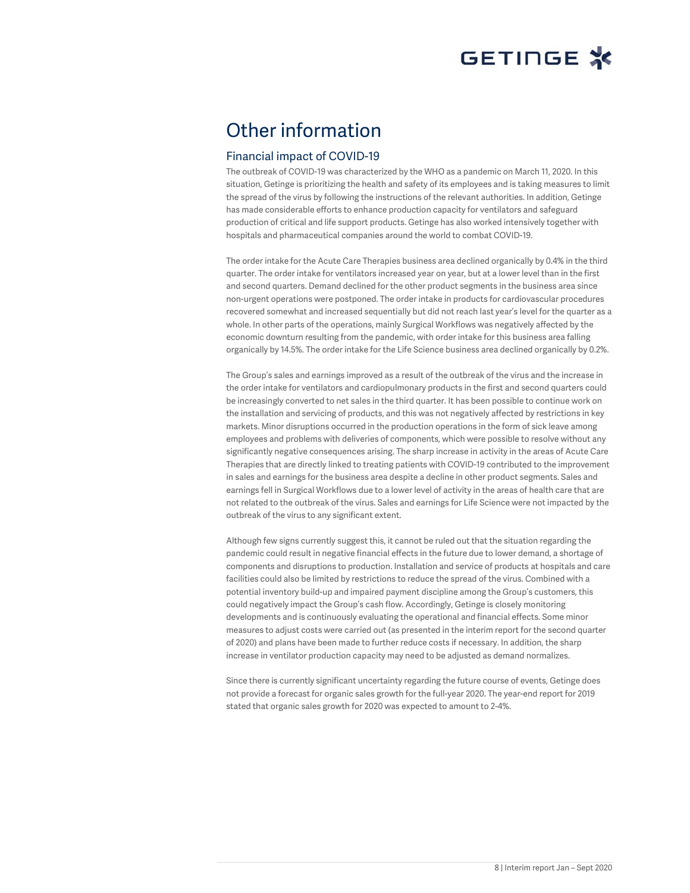# Other information

## Financial impact of COVID-19

The outbreak of COVID-19 was characterized by the WHO as a pandemic on March 11, 2020. In this situation, Getinge is prioritizing the health and safety of its employees and is taking measures to limit the spread of the virus by following the instructions of the relevant authorities. In addition, Getinge has made considerable efforts to enhance production capacity for ventilators and safeguard production of critical and life support products. Getinge has also worked intensively together with hospitals and pharmaceutical companies around the world to combat COVID-19.

The order intake for the Acute Care Therapies business area declined organically by 0.4% in the third quarter. The order intake for ventilators increased year on year, but at a lower level than in the first and second quarters. Demand declined for the other product segments in the business area since non-urgent operations were postponed. The order intake in products for cardiovascular procedures recovered somewhat and increased sequentially but did not reach last year's level for the quarter as a whole. In other parts of the operations, mainly Surgical Workflows was negatively affected by the economic downturn resulting from the pandemic, with order intake for this business area falling organically by 14.5%. The order intake for the Life Science business area declined organically by 0.2%.

The Group's sales and earnings improved as a result of the outbreak of the virus and the increase in the order intake for ventilators and cardiopulmonary products in the first and second quarters could be increasingly converted to net sales in the third quarter. It has been possible to continue work on the installation and servicing of products, and this was not negatively affected by restrictions in key markets. Minor disruptions occurred in the production operations in the form of sick leave among employees and problems with deliveries of components, which were possible to resolve without any significantly negative consequences arising. The sharp increase in activity in the areas of Acute Care Therapies that are directly linked to treating patients with COVID-19 contributed to the improvement in sales and earnings for the business area despite a decline in other product segments. Sales and earnings fell in Surgical Workflows due to a lower level of activity in the areas of health care that are not related to the outbreak of the virus. Sales and earnings for Life Science were not impacted by the outbreak of the virus to any significant extent.

Although few signs currently suggest this, it cannot be ruled out that the situation regarding the pandemic could result in negative financial effects in the future due to lower demand, a shortage of components and disruptions to production. Installation and service of products at hospitals and care facilities could also be limited by restrictions to reduce the spread of the virus. Combined with a potential inventory build-up and impaired payment discipline among the Group's customers, this could negatively impact the Group's cash flow. Accordingly, Getinge is closely monitoring developments and is continuously evaluating the operational and financial effects. Some minor measures to adjust costs were carried out (as presented in the interim report for the second quarter of 2020) and plans have been made to further reduce costs if necessary. In addition, the sharp increase in ventilator production capacity may need to be adjusted as demand normalizes.

Since there is currently significant uncertainty regarding the future course of events, Getinge does not provide a forecast for organic sales growth for the full-year 2020. The year-end report for 2019 stated that organic sales growth for 2020 was expected to amount to 2-4%.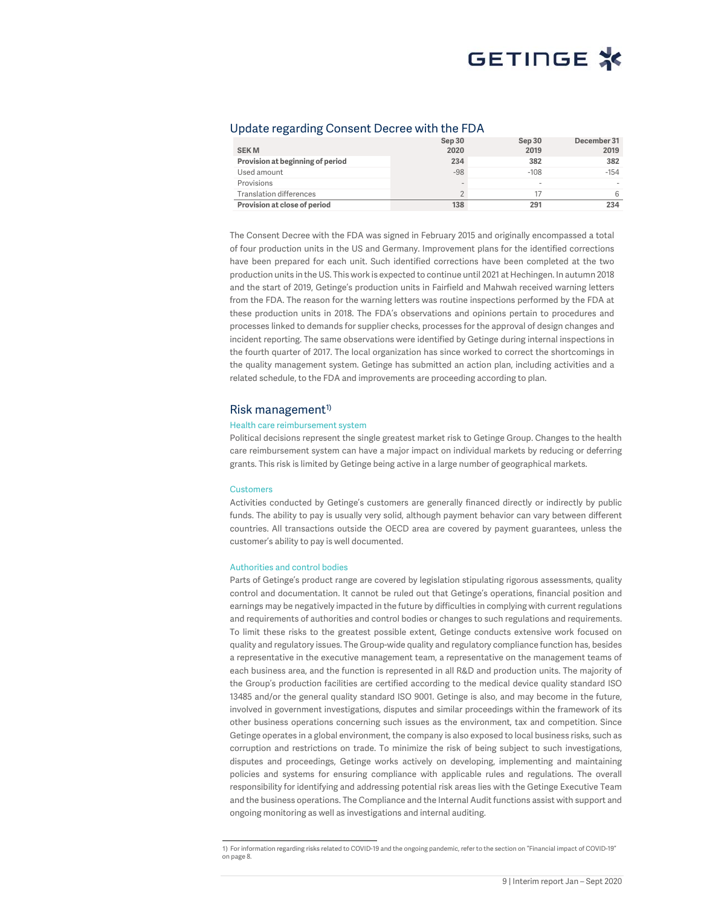## Update regarding Consent Decree with the FDA

| SEK M | Sep 30 2020 | Sep 30 2019 | December 31 2019 |
|---|---|---|---|
| **Provision at beginning of period** | **234** | **382** | **382** |
| Used amount | -98 | -108 | -154 |
| Provisions | - | - | - |
| Translation differences | 2 | 17 | 6 |
| **Provision at close of period** | **138** | **291** | **234** |

The Consent Decree with the FDA was signed in February 2015 and originally encompassed a total of four production units in the US and Germany. Improvement plans for the identified corrections have been prepared for each unit. Such identified corrections have been completed at the two production units in the US. This work is expected to continue until 2021 at Hechingen. In autumn 2018 and the start of 2019, Getinge's production units in Fairfield and Mahwah received warning letters from the FDA. The reason for the warning letters was routine inspections performed by the FDA at these production units in 2018. The FDA's observations and opinions pertain to procedures and processes linked to demands for supplier checks, processes for the approval of design changes and incident reporting. The same observations were identified by Getinge during internal inspections in the fourth quarter of 2017. The local organization has since worked to correct the shortcomings in the quality management system. Getinge has submitted an action plan, including activities and a related schedule, to the FDA and improvements are proceeding according to plan.

## Risk management[1]

### Health care reimbursement system

Political decisions represent the single greatest market risk to Getinge Group. Changes to the health care reimbursement system can have a major impact on individual markets by reducing or deferring grants. This risk is limited by Getinge being active in a large number of geographical markets.

### Customers

Activities conducted by Getinge's customers are generally financed directly or indirectly by public funds. The ability to pay is usually very solid, although payment behavior can vary between different countries. All transactions outside the OECD area are covered by payment guarantees, unless the customer's ability to pay is well documented.

### Authorities and control bodies

Parts of Getinge's product range are covered by legislation stipulating rigorous assessments, quality control and documentation. It cannot be ruled out that Getinge's operations, financial position and earnings may be negatively impacted in the future by difficulties in complying with current regulations and requirements of authorities and control bodies or changes to such regulations and requirements. To limit these risks to the greatest possible extent, Getinge conducts extensive work focused on quality and regulatory issues. The Group-wide quality and regulatory compliance function has, besides a representative in the executive management team, a representative on the management teams of each business area, and the function is represented in all R&D and production units. The majority of the Group's production facilities are certified according to the medical device quality standard ISO 13485 and/or the general quality standard ISO 9001. Getinge is also, and may become in the future, involved in government investigations, disputes and similar proceedings within the framework of its other business operations concerning such issues as the environment, tax and competition. Since Getinge operates in a global environment, the company is also exposed to local business risks, such as corruption and restrictions on trade. To minimize the risk of being subject to such investigations, disputes and proceedings, Getinge works actively on developing, implementing and maintaining policies and systems for ensuring compliance with applicable rules and regulations. The overall responsibility for identifying and addressing potential risk areas lies with the Getinge Executive Team and the business operations. The Compliance and the Internal Audit functions assist with support and ongoing monitoring as well as investigations and internal auditing.

---

1) For information regarding risks related to COVID-19 and the ongoing pandemic, refer to the section on "Financial impact of COVID-19" on page 8.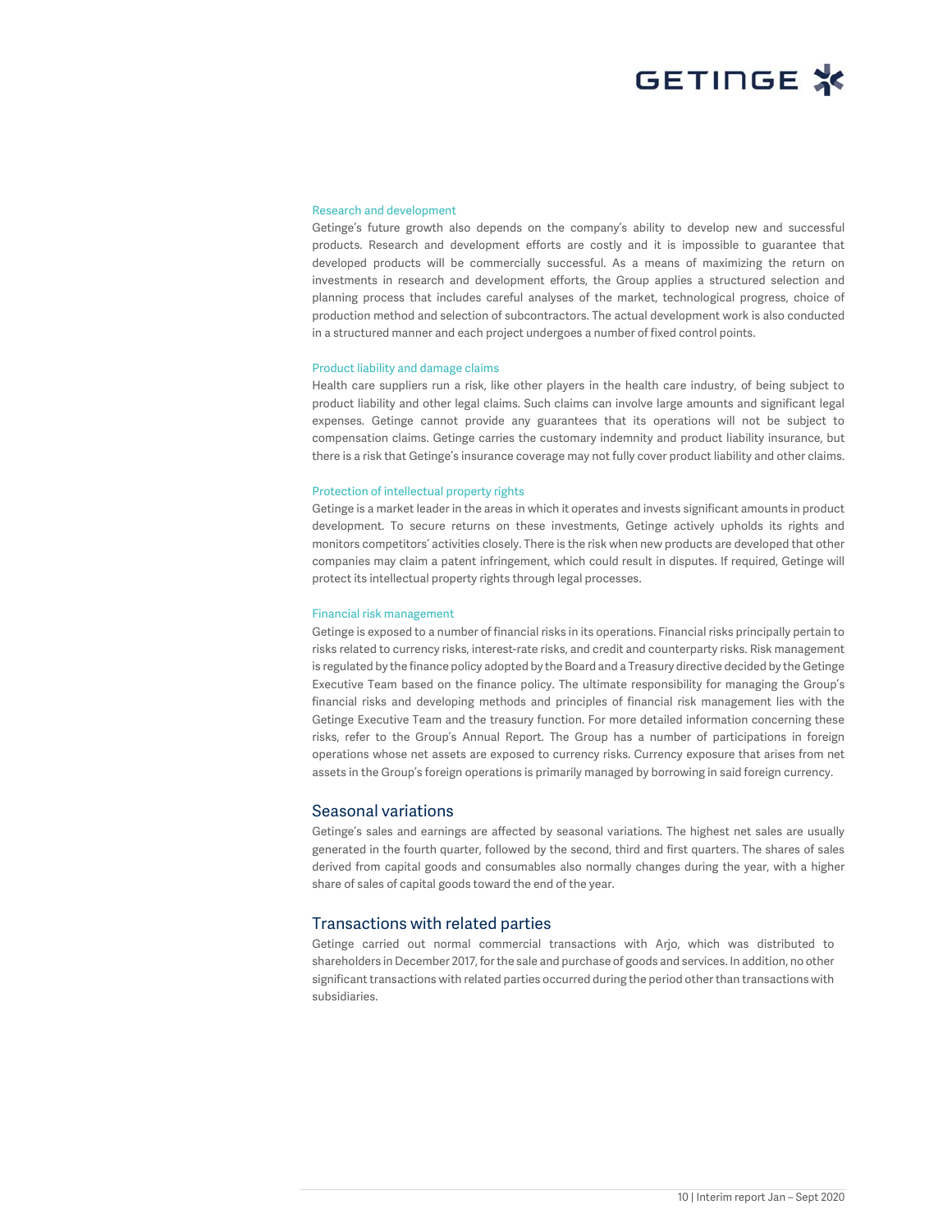### Research and development

Getinge's future growth also depends on the company's ability to develop new and successful products. Research and development efforts are costly and it is impossible to guarantee that developed products will be commercially successful. As a means of maximizing the return on investments in research and development efforts, the Group applies a structured selection and planning process that includes careful analyses of the market, technological progress, choice of production method and selection of subcontractors. The actual development work is also conducted in a structured manner and each project undergoes a number of fixed control points.

### Product liability and damage claims

Health care suppliers run a risk, like other players in the health care industry, of being subject to product liability and other legal claims. Such claims can involve large amounts and significant legal expenses. Getinge cannot provide any guarantees that its operations will not be subject to compensation claims. Getinge carries the customary indemnity and product liability insurance, but there is a risk that Getinge's insurance coverage may not fully cover product liability and other claims.

### Protection of intellectual property rights

Getinge is a market leader in the areas in which it operates and invests significant amounts in product development. To secure returns on these investments, Getinge actively upholds its rights and monitors competitors' activities closely. There is the risk when new products are developed that other companies may claim a patent infringement, which could result in disputes. If required, Getinge will protect its intellectual property rights through legal processes.

### Financial risk management

Getinge is exposed to a number of financial risks in its operations. Financial risks principally pertain to risks related to currency risks, interest-rate risks, and credit and counterparty risks. Risk management is regulated by the finance policy adopted by the Board and a Treasury directive decided by the Getinge Executive Team based on the finance policy. The ultimate responsibility for managing the Group's financial risks and developing methods and principles of financial risk management lies with the Getinge Executive Team and the treasury function. For more detailed information concerning these risks, refer to the Group's Annual Report. The Group has a number of participations in foreign operations whose net assets are exposed to currency risks. Currency exposure that arises from net assets in the Group's foreign operations is primarily managed by borrowing in said foreign currency.

## Seasonal variations

Getinge's sales and earnings are affected by seasonal variations. The highest net sales are usually generated in the fourth quarter, followed by the second, third and first quarters. The shares of sales derived from capital goods and consumables also normally changes during the year, with a higher share of sales of capital goods toward the end of the year.

## Transactions with related parties

Getinge carried out normal commercial transactions with Arjo, which was distributed to shareholders in December 2017, for the sale and purchase of goods and services. In addition, no other significant transactions with related parties occurred during the period other than transactions with subsidiaries.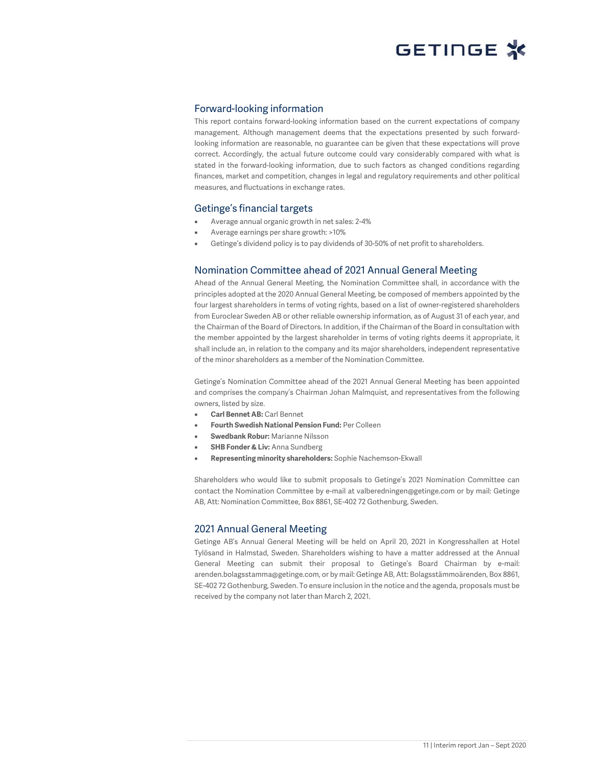## Forward-looking information

This report contains forward-looking information based on the current expectations of company management. Although management deems that the expectations presented by such forward-looking information are reasonable, no guarantee can be given that these expectations will prove correct. Accordingly, the actual future outcome could vary considerably compared with what is stated in the forward-looking information, due to such factors as changed conditions regarding finances, market and competition, changes in legal and regulatory requirements and other political measures, and fluctuations in exchange rates.

## Getinge's financial targets

- Average annual organic growth in net sales: 2-4%
- Average earnings per share growth: >10%
- Getinge's dividend policy is to pay dividends of 30-50% of net profit to shareholders.

## Nomination Committee ahead of 2021 Annual General Meeting

Ahead of the Annual General Meeting, the Nomination Committee shall, in accordance with the principles adopted at the 2020 Annual General Meeting, be composed of members appointed by the four largest shareholders in terms of voting rights, based on a list of owner-registered shareholders from Euroclear Sweden AB or other reliable ownership information, as of August 31 of each year, and the Chairman of the Board of Directors. In addition, if the Chairman of the Board in consultation with the member appointed by the largest shareholder in terms of voting rights deems it appropriate, it shall include an, in relation to the company and its major shareholders, independent representative of the minor shareholders as a member of the Nomination Committee.

Getinge's Nomination Committee ahead of the 2021 Annual General Meeting has been appointed and comprises the company's Chairman Johan Malmquist, and representatives from the following owners, listed by size.

- **Carl Bennet AB:** Carl Bennet
- **Fourth Swedish National Pension Fund:** Per Colleen
- **Swedbank Robur:** Marianne Nilsson
- **SHB Fonder & Liv:** Anna Sundberg
- **Representing minority shareholders:** Sophie Nachemson-Ekwall

Shareholders who would like to submit proposals to Getinge's 2021 Nomination Committee can contact the Nomination Committee by e-mail at valberedningen@getinge.com or by mail: Getinge AB, Att: Nomination Committee, Box 8861, SE-402 72 Gothenburg, Sweden.

## 2021 Annual General Meeting

Getinge AB's Annual General Meeting will be held on April 20, 2021 in Kongresshallen at Hotel Tylösand in Halmstad, Sweden. Shareholders wishing to have a matter addressed at the Annual General Meeting can submit their proposal to Getinge's Board Chairman by e-mail: arenden.bolagsstamma@getinge.com, or by mail: Getinge AB, Att: Bolagsstämmoärenden, Box 8861, SE-402 72 Gothenburg, Sweden. To ensure inclusion in the notice and the agenda, proposals must be received by the company not later than March 2, 2021.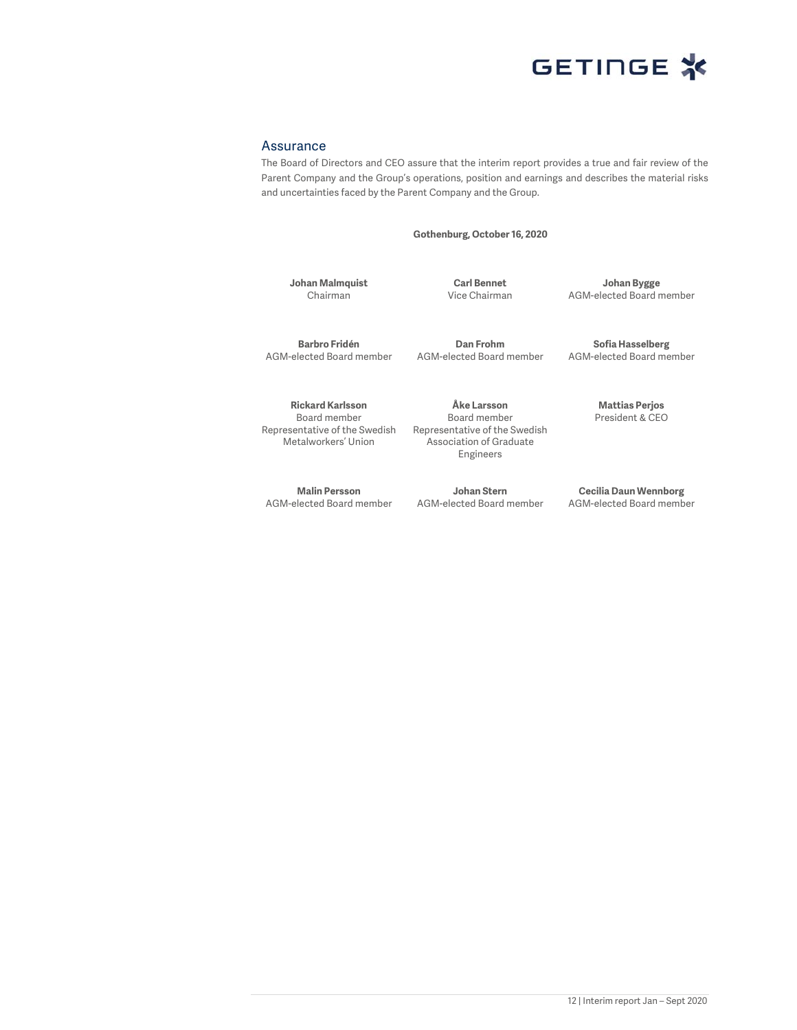## Assurance

The Board of Directors and CEO assure that the interim report provides a true and fair review of the Parent Company and the Group's operations, position and earnings and describes the material risks and uncertainties faced by the Parent Company and the Group.

**Gothenburg, October 16, 2020**

**Johan Malmquist**
Chairman

**Carl Bennet**
Vice Chairman

**Johan Bygge**
AGM-elected Board member

**Barbro Fridén**
AGM-elected Board member

**Dan Frohm**
AGM-elected Board member

**Sofia Hasselberg**
AGM-elected Board member

**Rickard Karlsson**
Board member
Representative of the Swedish Metalworkers' Union

**Åke Larsson**
Board member
Representative of the Swedish Association of Graduate Engineers

**Mattias Perjos**
President & CEO

**Malin Persson**
AGM-elected Board member

**Johan Stern**
AGM-elected Board member

**Cecilia Daun Wennborg**
AGM-elected Board member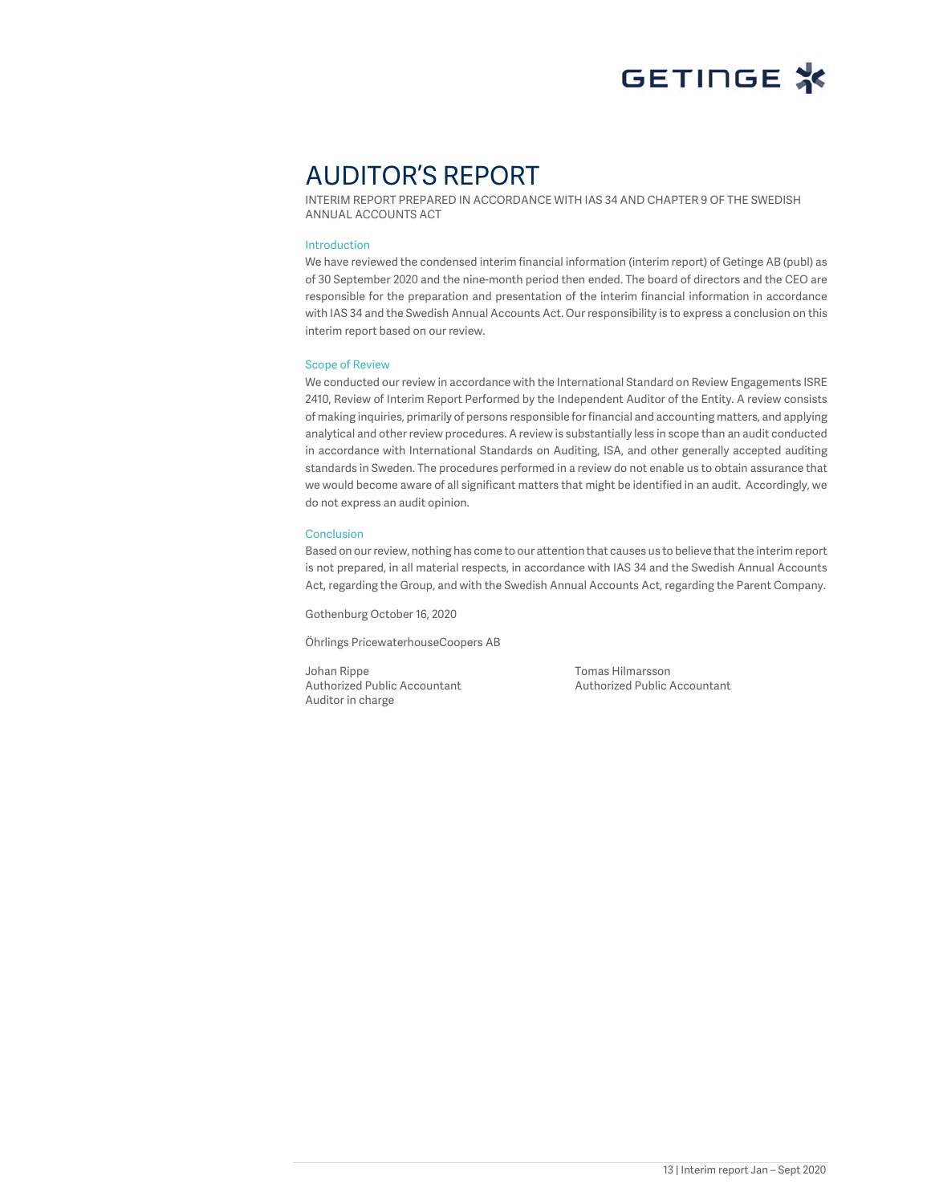# AUDITOR'S REPORT

INTERIM REPORT PREPARED IN ACCORDANCE WITH IAS 34 AND CHAPTER 9 OF THE SWEDISH ANNUAL ACCOUNTS ACT

## Introduction

We have reviewed the condensed interim financial information (interim report) of Getinge AB (publ) as of 30 September 2020 and the nine-month period then ended. The board of directors and the CEO are responsible for the preparation and presentation of the interim financial information in accordance with IAS 34 and the Swedish Annual Accounts Act. Our responsibility is to express a conclusion on this interim report based on our review.

## Scope of Review

We conducted our review in accordance with the International Standard on Review Engagements ISRE 2410, Review of Interim Report Performed by the Independent Auditor of the Entity. A review consists of making inquiries, primarily of persons responsible for financial and accounting matters, and applying analytical and other review procedures. A review is substantially less in scope than an audit conducted in accordance with International Standards on Auditing, ISA, and other generally accepted auditing standards in Sweden. The procedures performed in a review do not enable us to obtain assurance that we would become aware of all significant matters that might be identified in an audit. Accordingly, we do not express an audit opinion.

## Conclusion

Based on our review, nothing has come to our attention that causes us to believe that the interim report is not prepared, in all material respects, in accordance with IAS 34 and the Swedish Annual Accounts Act, regarding the Group, and with the Swedish Annual Accounts Act, regarding the Parent Company.

Gothenburg October 16, 2020

Öhrlings PricewaterhouseCoopers AB

Johan Rippe
Authorized Public Accountant
Auditor in charge

Tomas Hilmarsson
Authorized Public Accountant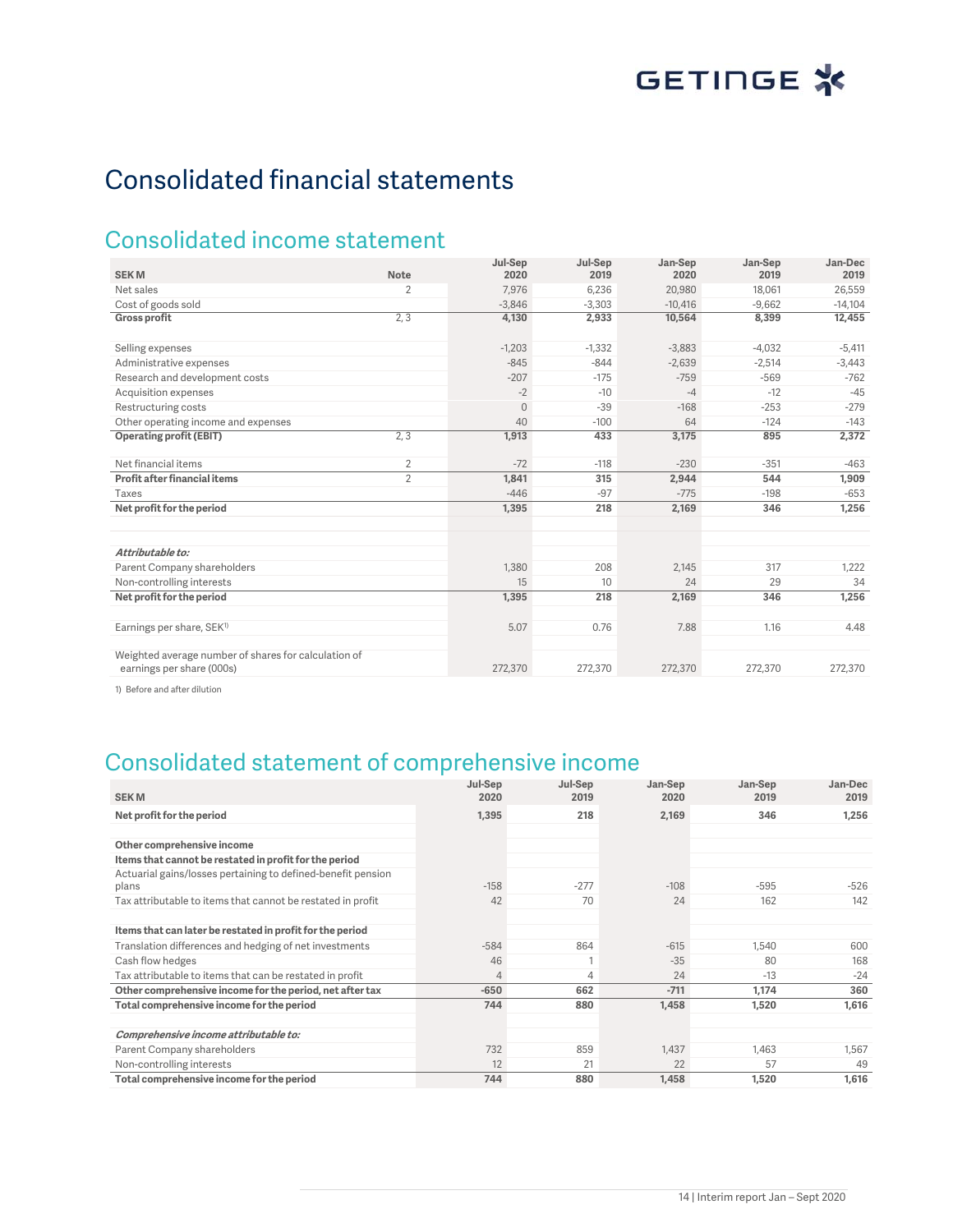# Consolidated financial statements

## Consolidated income statement

| SEK M | Note | Jul-Sep 2020 | Jul-Sep 2019 | Jan-Sep 2020 | Jan-Sep 2019 | Jan-Dec 2019 |
|---|---|---|---|---|---|---|
| Net sales | 2 | 7,976 | 6,236 | 20,980 | 18,061 | 26,559 |
| Cost of goods sold | | -3,846 | -3,303 | -10,416 | -9,662 | -14,104 |
| **Gross profit** | 2, 3 | **4,130** | **2,933** | **10,564** | **8,399** | **12,455** |
| | | | | | | |
| Selling expenses | | -1,203 | -1,332 | -3,883 | -4,032 | -5,411 |
| Administrative expenses | | -845 | -844 | -2,639 | -2,514 | -3,443 |
| Research and development costs | | -207 | -175 | -759 | -569 | -762 |
| Acquisition expenses | | -2 | -10 | -4 | -12 | -45 |
| Restructuring costs | | 0 | -39 | -168 | -253 | -279 |
| Other operating income and expenses | | 40 | -100 | 64 | -124 | -143 |
| **Operating profit (EBIT)** | 2, 3 | **1,913** | **433** | **3,175** | **895** | **2,372** |
| | | | | | | |
| Net financial items | 2 | -72 | -118 | -230 | -351 | -463 |
| **Profit after financial items** | 2 | **1,841** | **315** | **2,944** | **544** | **1,909** |
| Taxes | | -446 | -97 | -775 | -198 | -653 |
| **Net profit for the period** | | **1,395** | **218** | **2,169** | **346** | **1,256** |
| | | | | | | |
| ***Attributable to:*** | | | | | | |
| Parent Company shareholders | | 1,380 | 208 | 2,145 | 317 | 1,222 |
| Non-controlling interests | | 15 | 10 | 24 | 29 | 34 |
| **Net profit for the period** | | **1,395** | **218** | **2,169** | **346** | **1,256** |
| | | | | | | |
| Earnings per share, SEK[1] | | 5.07 | 0.76 | 7.88 | 1.16 | 4.48 |
| | | | | | | |
| Weighted average number of shares for calculation of earnings per share (000s) | | 272,370 | 272,370 | 272,370 | 272,370 | 272,370 |

1) Before and after dilution

## Consolidated statement of comprehensive income

| SEK M | Jul-Sep 2020 | Jul-Sep 2019 | Jan-Sep 2020 | Jan-Sep 2019 | Jan-Dec 2019 |
|---|---|---|---|---|---|
| **Net profit for the period** | **1,395** | **218** | **2,169** | **346** | **1,256** |
| | | | | | |
| **Other comprehensive income** | | | | | |
| **Items that cannot be restated in profit for the period** | | | | | |
| Actuarial gains/losses pertaining to defined-benefit pension plans | -158 | -277 | -108 | -595 | -526 |
| Tax attributable to items that cannot be restated in profit | 42 | 70 | 24 | 162 | 142 |
| | | | | | |
| **Items that can later be restated in profit for the period** | | | | | |
| Translation differences and hedging of net investments | -584 | 864 | -615 | 1,540 | 600 |
| Cash flow hedges | 46 | 1 | -35 | 80 | 168 |
| Tax attributable to items that can be restated in profit | 4 | 4 | 24 | -13 | -24 |
| **Other comprehensive income for the period, net after tax** | **-650** | **662** | **-711** | **1,174** | **360** |
| **Total comprehensive income for the period** | **744** | **880** | **1,458** | **1,520** | **1,616** |
| | | | | | |
| ***Comprehensive income attributable to:*** | | | | | |
| Parent Company shareholders | 732 | 859 | 1,437 | 1,463 | 1,567 |
| Non-controlling interests | 12 | 21 | 22 | 57 | 49 |
| **Total comprehensive income for the period** | **744** | **880** | **1,458** | **1,520** | **1,616** |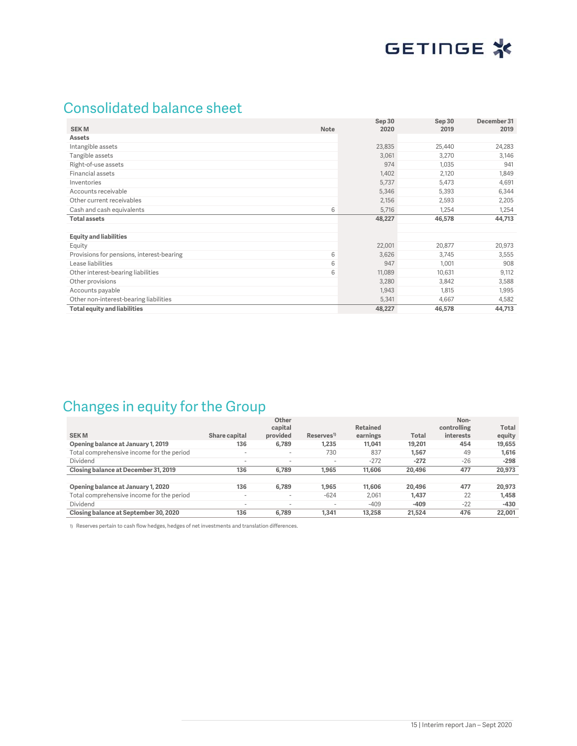## Consolidated balance sheet

| SEK M | Note | Sep 30 2020 | Sep 30 2019 | December 31 2019 |
|---|---|---|---|---|
| **Assets** | | | | |
| Intangible assets | | 23,835 | 25,440 | 24,283 |
| Tangible assets | | 3,061 | 3,270 | 3,146 |
| Right-of-use assets | | 974 | 1,035 | 941 |
| Financial assets | | 1,402 | 2,120 | 1,849 |
| Inventories | | 5,737 | 5,473 | 4,691 |
| Accounts receivable | | 5,346 | 5,393 | 6,344 |
| Other current receivables | | 2,156 | 2,593 | 2,205 |
| Cash and cash equivalents | 6 | 5,716 | 1,254 | 1,254 |
| **Total assets** | | **48,227** | **46,578** | **44,713** |
| | | | | |
| **Equity and liabilities** | | | | |
| Equity | | 22,001 | 20,877 | 20,973 |
| Provisions for pensions, interest-bearing | 6 | 3,626 | 3,745 | 3,555 |
| Lease liabilities | 6 | 947 | 1,001 | 908 |
| Other interest-bearing liabilities | 6 | 11,089 | 10,631 | 9,112 |
| Other provisions | | 3,280 | 3,842 | 3,588 |
| Accounts payable | | 1,943 | 1,815 | 1,995 |
| Other non-interest-bearing liabilities | | 5,341 | 4,667 | 4,582 |
| **Total equity and liabilities** | | **48,227** | **46,578** | **44,713** |

## Changes in equity for the Group

| SEK M | Share capital | Other capital provided | Reserves[1] | Retained earnings | Total | Non-controlling interests | Total equity |
|---|---|---|---|---|---|---|---|
| **Opening balance at January 1, 2019** | **136** | **6,789** | **1,235** | **11,041** | **19,201** | **454** | **19,655** |
| Total comprehensive income for the period | - | - | 730 | 837 | **1,567** | 49 | **1,616** |
| Dividend | - | - | - | -272 | **-272** | -26 | **-298** |
| **Closing balance at December 31, 2019** | **136** | **6,789** | **1,965** | **11,606** | **20,496** | **477** | **20,973** |
| | | | | | | | |
| **Opening balance at January 1, 2020** | **136** | **6,789** | **1,965** | **11,606** | **20,496** | **477** | **20,973** |
| Total comprehensive income for the period | - | - | -624 | 2,061 | **1,437** | 22 | **1,458** |
| Dividend | - | - | - | -409 | **-409** | -22 | **-430** |
| **Closing balance at September 30, 2020** | **136** | **6,789** | **1,341** | **13,258** | **21,524** | **476** | **22,001** |

1) Reserves pertain to cash flow hedges, hedges of net investments and translation differences.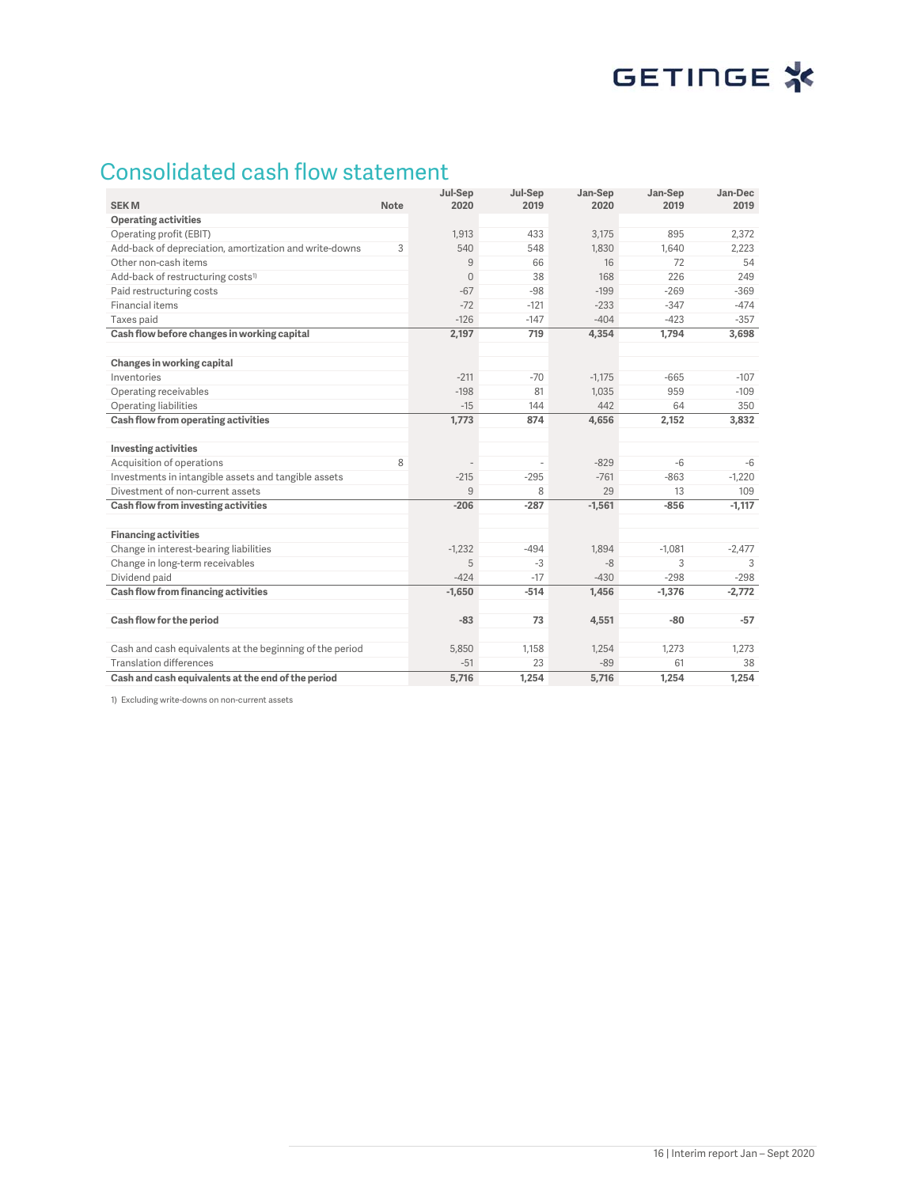# Consolidated cash flow statement

| SEK M | Note | Jul-Sep 2020 | Jul-Sep 2019 | Jan-Sep 2020 | Jan-Sep 2019 | Jan-Dec 2019 |
|---|---|---|---|---|---|---|
| **Operating activities** | | | | | | |
| Operating profit (EBIT) | | 1,913 | 433 | 3,175 | 895 | 2,372 |
| Add-back of depreciation, amortization and write-downs | 3 | 540 | 548 | 1,830 | 1,640 | 2,223 |
| Other non-cash items | | 9 | 66 | 16 | 72 | 54 |
| Add-back of restructuring costs[1] | | 0 | 38 | 168 | 226 | 249 |
| Paid restructuring costs | | -67 | -98 | -199 | -269 | -369 |
| Financial items | | -72 | -121 | -233 | -347 | -474 |
| Taxes paid | | -126 | -147 | -404 | -423 | -357 |
| **Cash flow before changes in working capital** | | **2,197** | **719** | **4,354** | **1,794** | **3,698** |
| | | | | | | |
| **Changes in working capital** | | | | | | |
| Inventories | | -211 | -70 | -1,175 | -665 | -107 |
| Operating receivables | | -198 | 81 | 1,035 | 959 | -109 |
| Operating liabilities | | -15 | 144 | 442 | 64 | 350 |
| **Cash flow from operating activities** | | **1,773** | **874** | **4,656** | **2,152** | **3,832** |
| | | | | | | |
| **Investing activities** | | | | | | |
| Acquisition of operations | 8 | - | - | -829 | -6 | -6 |
| Investments in intangible assets and tangible assets | | -215 | -295 | -761 | -863 | -1,220 |
| Divestment of non-current assets | | 9 | 8 | 29 | 13 | 109 |
| **Cash flow from investing activities** | | **-206** | **-287** | **-1,561** | **-856** | **-1,117** |
| | | | | | | |
| **Financing activities** | | | | | | |
| Change in interest-bearing liabilities | | -1,232 | -494 | 1,894 | -1,081 | -2,477 |
| Change in long-term receivables | | 5 | -3 | -8 | 3 | 3 |
| Dividend paid | | -424 | -17 | -430 | -298 | -298 |
| **Cash flow from financing activities** | | **-1,650** | **-514** | **1,456** | **-1,376** | **-2,772** |
| | | | | | | |
| **Cash flow for the period** | | **-83** | **73** | **4,551** | **-80** | **-57** |
| | | | | | | |
| Cash and cash equivalents at the beginning of the period | | 5,850 | 1,158 | 1,254 | 1,273 | 1,273 |
| Translation differences | | -51 | 23 | -89 | 61 | 38 |
| **Cash and cash equivalents at the end of the period** | | **5,716** | **1,254** | **5,716** | **1,254** | **1,254** |

1) Excluding write-downs on non-current assets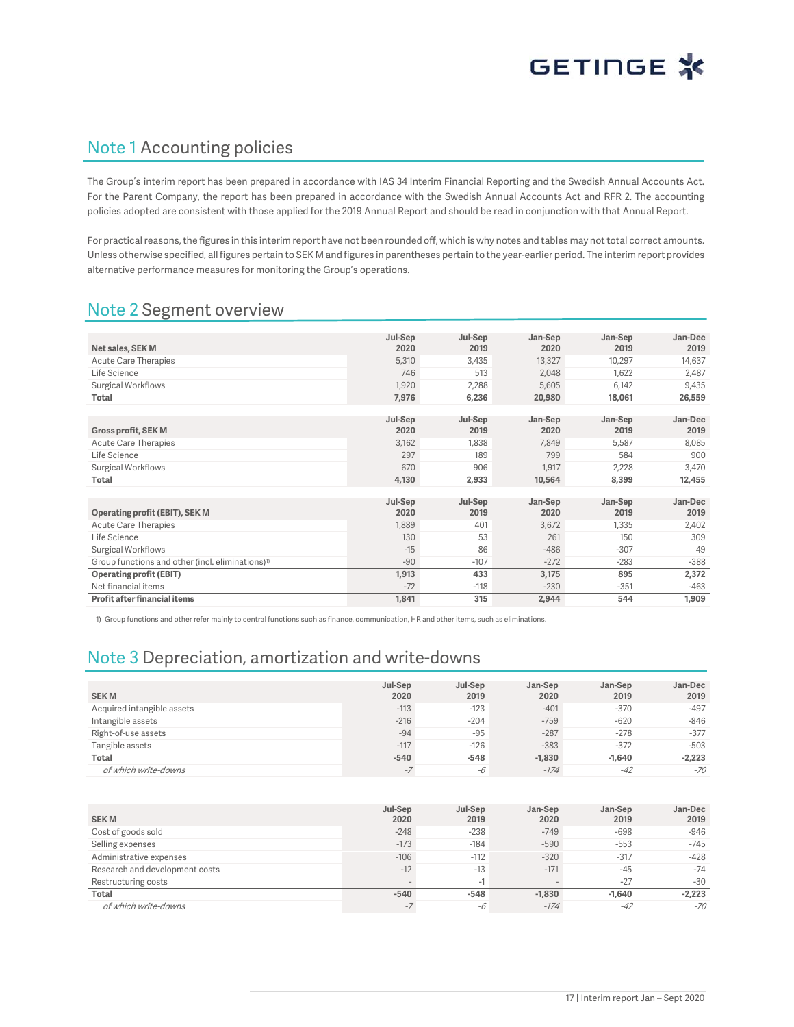## Note 1 Accounting policies

The Group's interim report has been prepared in accordance with IAS 34 Interim Financial Reporting and the Swedish Annual Accounts Act. For the Parent Company, the report has been prepared in accordance with the Swedish Annual Accounts Act and RFR 2. The accounting policies adopted are consistent with those applied for the 2019 Annual Report and should be read in conjunction with that Annual Report.

For practical reasons, the figures in this interim report have not been rounded off, which is why notes and tables may not total correct amounts. Unless otherwise specified, all figures pertain to SEK M and figures in parentheses pertain to the year-earlier period. The interim report provides alternative performance measures for monitoring the Group's operations.

## Note 2 Segment overview

| Net sales, SEK M | Jul-Sep 2020 | Jul-Sep 2019 | Jan-Sep 2020 | Jan-Sep 2019 | Jan-Dec 2019 |
|---|---|---|---|---|---|
| Acute Care Therapies | 5,310 | 3,435 | 13,327 | 10,297 | 14,637 |
| Life Science | 746 | 513 | 2,048 | 1,622 | 2,487 |
| Surgical Workflows | 1,920 | 2,288 | 5,605 | 6,142 | 9,435 |
| **Total** | **7,976** | **6,236** | **20,980** | **18,061** | **26,559** |

| Gross profit, SEK M | Jul-Sep 2020 | Jul-Sep 2019 | Jan-Sep 2020 | Jan-Sep 2019 | Jan-Dec 2019 |
|---|---|---|---|---|---|
| Acute Care Therapies | 3,162 | 1,838 | 7,849 | 5,587 | 8,085 |
| Life Science | 297 | 189 | 799 | 584 | 900 |
| Surgical Workflows | 670 | 906 | 1,917 | 2,228 | 3,470 |
| **Total** | **4,130** | **2,933** | **10,564** | **8,399** | **12,455** |

| Operating profit (EBIT), SEK M | Jul-Sep 2020 | Jul-Sep 2019 | Jan-Sep 2020 | Jan-Sep 2019 | Jan-Dec 2019 |
|---|---|---|---|---|---|
| Acute Care Therapies | 1,889 | 401 | 3,672 | 1,335 | 2,402 |
| Life Science | 130 | 53 | 261 | 150 | 309 |
| Surgical Workflows | -15 | 86 | -486 | -307 | 49 |
| Group functions and other (incl. eliminations)[1] | -90 | -107 | -272 | -283 | -388 |
| **Operating profit (EBIT)** | **1,913** | **433** | **3,175** | **895** | **2,372** |
| Net financial items | -72 | -118 | -230 | -351 | -463 |
| **Profit after financial items** | **1,841** | **315** | **2,944** | **544** | **1,909** |

1) Group functions and other refer mainly to central functions such as finance, communication, HR and other items, such as eliminations.

## Note 3 Depreciation, amortization and write-downs

| SEK M | Jul-Sep 2020 | Jul-Sep 2019 | Jan-Sep 2020 | Jan-Sep 2019 | Jan-Dec 2019 |
|---|---|---|---|---|---|
| Acquired intangible assets | -113 | -123 | -401 | -370 | -497 |
| Intangible assets | -216 | -204 | -759 | -620 | -846 |
| Right-of-use assets | -94 | -95 | -287 | -278 | -377 |
| Tangible assets | -117 | -126 | -383 | -372 | -503 |
| **Total** | **-540** | **-548** | **-1,830** | **-1,640** | **-2,223** |
| *of which write-downs* | *-7* | *-6* | *-174* | *-42* | *-70* |

| SEK M | Jul-Sep 2020 | Jul-Sep 2019 | Jan-Sep 2020 | Jan-Sep 2019 | Jan-Dec 2019 |
|---|---|---|---|---|---|
| Cost of goods sold | -248 | -238 | -749 | -698 | -946 |
| Selling expenses | -173 | -184 | -590 | -553 | -745 |
| Administrative expenses | -106 | -112 | -320 | -317 | -428 |
| Research and development costs | -12 | -13 | -171 | -45 | -74 |
| Restructuring costs | - | -1 | - | -27 | -30 |
| **Total** | **-540** | **-548** | **-1,830** | **-1,640** | **-2,223** |
| *of which write-downs* | *-7* | *-6* | *-174* | *-42* | *-70* |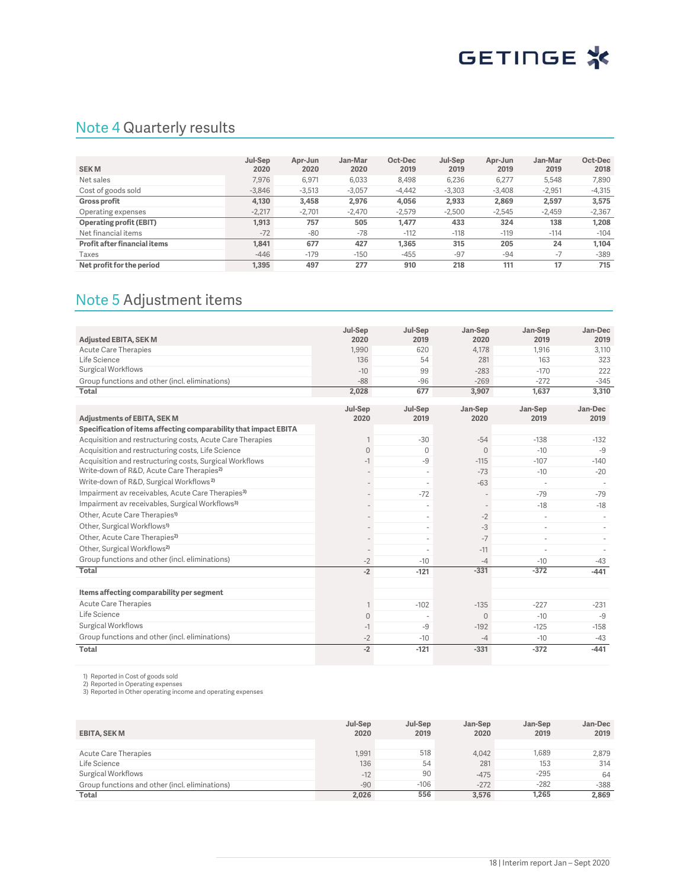## Note 4 Quarterly results

| SEK M | Jul-Sep 2020 | Apr-Jun 2020 | Jan-Mar 2020 | Oct-Dec 2019 | Jul-Sep 2019 | Apr-Jun 2019 | Jan-Mar 2019 | Oct-Dec 2018 |
|---|---|---|---|---|---|---|---|---|
| Net sales | 7,976 | 6,971 | 6,033 | 8,498 | 6,236 | 6,277 | 5,548 | 7,890 |
| Cost of goods sold | -3,846 | -3,513 | -3,057 | -4,442 | -3,303 | -3,408 | -2,951 | -4,315 |
| **Gross profit** | **4,130** | **3,458** | **2,976** | **4,056** | **2,933** | **2,869** | **2,597** | **3,575** |
| Operating expenses | -2,217 | -2,701 | -2,470 | -2,579 | -2,500 | -2,545 | -2,459 | -2,367 |
| **Operating profit (EBIT)** | **1,913** | **757** | **505** | **1,477** | **433** | **324** | **138** | **1,208** |
| Net financial items | -72 | -80 | -78 | -112 | -118 | -119 | -114 | -104 |
| **Profit after financial items** | **1,841** | **677** | **427** | **1,365** | **315** | **205** | **24** | **1,104** |
| Taxes | -446 | -179 | -150 | -455 | -97 | -94 | -7 | -389 |
| **Net profit for the period** | **1,395** | **497** | **277** | **910** | **218** | **111** | **17** | **715** |

## Note 5 Adjustment items

| Adjusted EBITA, SEK M | Jul-Sep 2020 | Jul-Sep 2019 | Jan-Sep 2020 | Jan-Sep 2019 | Jan-Dec 2019 |
|---|---|---|---|---|---|
| Acute Care Therapies | 1,990 | 620 | 4,178 | 1,916 | 3,110 |
| Life Science | 136 | 54 | 281 | 163 | 323 |
| Surgical Workflows | -10 | 99 | -283 | -170 | 222 |
| Group functions and other (incl. eliminations) | -88 | -96 | -269 | -272 | -345 |
| **Total** | **2,028** | **677** | **3,907** | **1,637** | **3,310** |

| Adjustments of EBITA, SEK M | Jul-Sep 2020 | Jul-Sep 2019 | Jan-Sep 2020 | Jan-Sep 2019 | Jan-Dec 2019 |
|---|---|---|---|---|---|
| **Specification of items affecting comparability that impact EBITA** | | | | | |
| Acquisition and restructuring costs, Acute Care Therapies | 1 | -30 | -54 | -138 | -132 |
| Acquisition and restructuring costs, Life Science | 0 | 0 | 0 | -10 | -9 |
| Acquisition and restructuring costs, Surgical Workflows | -1 | -9 | -115 | -107 | -140 |
| Write-down of R&D, Acute Care Therapies[2] | - | - | -73 | -10 | -20 |
| Write-down of R&D, Surgical Workflows[2] | - | - | -63 | - | - |
| Impairment av receivables, Acute Care Therapies[3] | - | -72 | - | -79 | -79 |
| Impairment av receivables, Surgical Workflows[3] | - | - | - | -18 | -18 |
| Other, Acute Care Therapies[1] | - | - | -2 | - | - |
| Other, Surgical Workflows[1] | - | - | -3 | - | - |
| Other, Acute Care Therapies[2] | - | - | -7 | - | - |
| Other, Surgical Workflows[2] | - | - | -11 | - | - |
| Group functions and other (incl. eliminations) | -2 | -10 | -4 | -10 | -43 |
| **Total** | **-2** | **-121** | **-331** | **-372** | **-441** |
| | | | | | |
| **Items affecting comparability per segment** | | | | | |
| Acute Care Therapies | 1 | -102 | -135 | -227 | -231 |
| Life Science | 0 | - | 0 | -10 | -9 |
| Surgical Workflows | -1 | -9 | -192 | -125 | -158 |
| Group functions and other (incl. eliminations) | -2 | -10 | -4 | -10 | -43 |
| **Total** | **-2** | **-121** | **-331** | **-372** | **-441** |

1) Reported in Cost of goods sold
2) Reported in Operating expenses
3) Reported in Other operating income and operating expenses

| EBITA, SEK M | Jul-Sep 2020 | Jul-Sep 2019 | Jan-Sep 2020 | Jan-Sep 2019 | Jan-Dec 2019 |
|---|---|---|---|---|---|
| Acute Care Therapies | 1,991 | 518 | 4,042 | 1,689 | 2,879 |
| Life Science | 136 | 54 | 281 | 153 | 314 |
| Surgical Workflows | -12 | 90 | -475 | -295 | 64 |
| Group functions and other (incl. eliminations) | -90 | -106 | -272 | -282 | -388 |
| **Total** | **2,026** | **556** | **3,576** | **1,265** | **2,869** |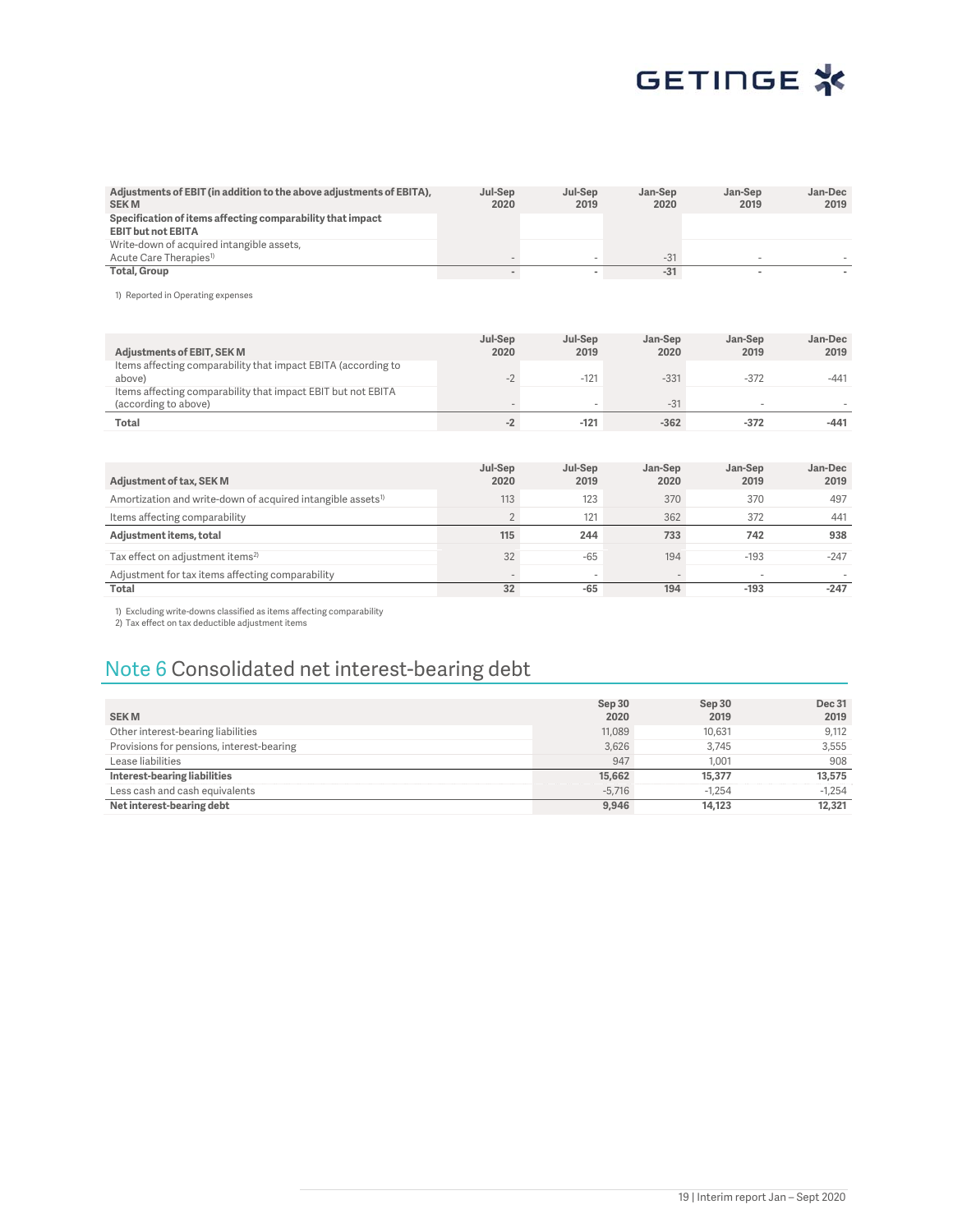| Adjustments of EBIT (in addition to the above adjustments of EBITA), SEK M | Jul-Sep 2020 | Jul-Sep 2019 | Jan-Sep 2020 | Jan-Sep 2019 | Jan-Dec 2019 |
|---|---|---|---|---|---|
| **Specification of items affecting comparability that impact EBIT but not EBITA** | | | | | |
| Write-down of acquired intangible assets, Acute Care Therapies[1] | - | - | -31 | - | - |
| **Total, Group** | **-** | **-** | **-31** | **-** | **-** |

1) Reported in Operating expenses

| Adjustments of EBIT, SEK M | Jul-Sep 2020 | Jul-Sep 2019 | Jan-Sep 2020 | Jan-Sep 2019 | Jan-Dec 2019 |
|---|---|---|---|---|---|
| Items affecting comparability that impact EBITA (according to above) | -2 | -121 | -331 | -372 | -441 |
| Items affecting comparability that impact EBIT but not EBITA (according to above) | - | - | -31 | - | - |
| **Total** | **-2** | **-121** | **-362** | **-372** | **-441** |

| Adjustment of tax, SEK M | Jul-Sep 2020 | Jul-Sep 2019 | Jan-Sep 2020 | Jan-Sep 2019 | Jan-Dec 2019 |
|---|---|---|---|---|---|
| Amortization and write-down of acquired intangible assets[1] | 113 | 123 | 370 | 370 | 497 |
| Items affecting comparability | 2 | 121 | 362 | 372 | 441 |
| **Adjustment items, total** | **115** | **244** | **733** | **742** | **938** |
| Tax effect on adjustment items[2] | 32 | -65 | 194 | -193 | -247 |
| Adjustment for tax items affecting comparability | - | - | - | - | - |
| **Total** | **32** | **-65** | **194** | **-193** | **-247** |

1) Excluding write-downs classified as items affecting comparability
2) Tax effect on tax deductible adjustment items

## Note 6 Consolidated net interest-bearing debt

| SEK M | Sep 30 2020 | Sep 30 2019 | Dec 31 2019 |
|---|---|---|---|
| Other interest-bearing liabilities | 11,089 | 10,631 | 9,112 |
| Provisions for pensions, interest-bearing | 3,626 | 3,745 | 3,555 |
| Lease liabilities | 947 | 1,001 | 908 |
| **Interest-bearing liabilities** | **15,662** | **15,377** | **13,575** |
| Less cash and cash equivalents | -5,716 | -1,254 | -1,254 |
| **Net interest-bearing debt** | **9,946** | **14,123** | **12,321** |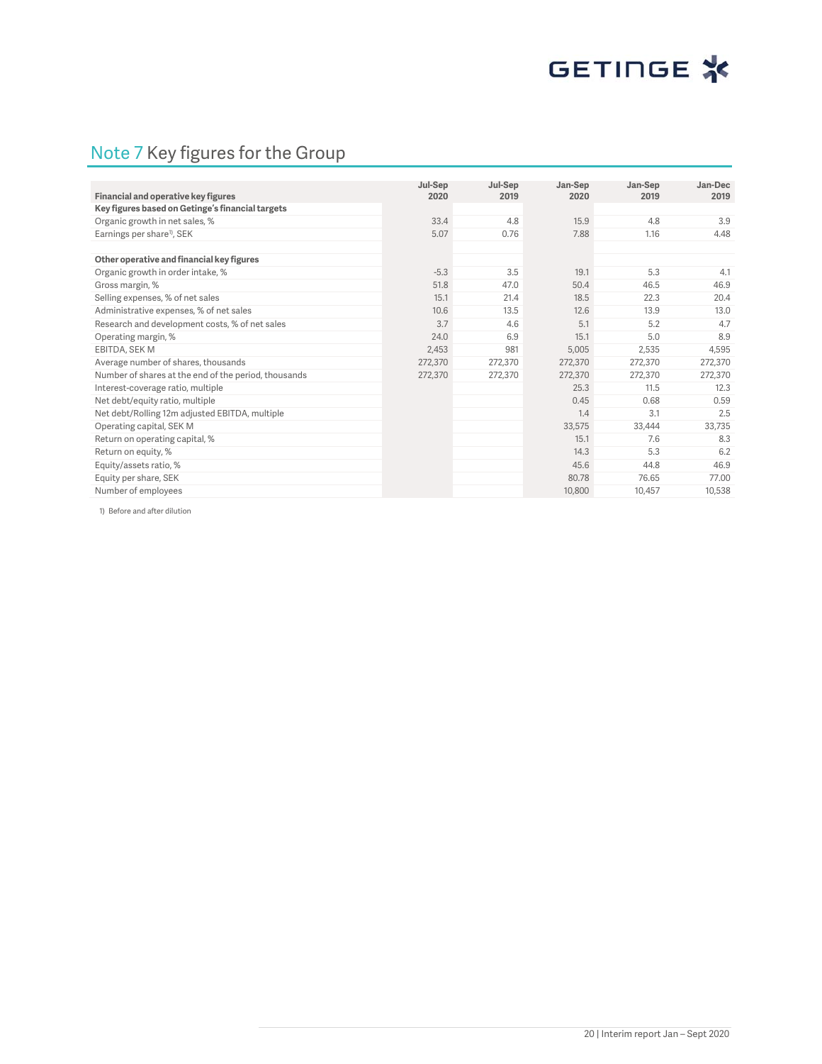## Note 7 Key figures for the Group

| Financial and operative key figures | Jul-Sep 2020 | Jul-Sep 2019 | Jan-Sep 2020 | Jan-Sep 2019 | Jan-Dec 2019 |
|---|---|---|---|---|---|
| **Key figures based on Getinge's financial targets** | | | | | |
| Organic growth in net sales, % | 33.4 | 4.8 | 15.9 | 4.8 | 3.9 |
| Earnings per share[1], SEK | 5.07 | 0.76 | 7.88 | 1.16 | 4.48 |
| | | | | | |
| **Other operative and financial key figures** | | | | | |
| Organic growth in order intake, % | -5.3 | 3.5 | 19.1 | 5.3 | 4.1 |
| Gross margin, % | 51.8 | 47.0 | 50.4 | 46.5 | 46.9 |
| Selling expenses, % of net sales | 15.1 | 21.4 | 18.5 | 22.3 | 20.4 |
| Administrative expenses, % of net sales | 10.6 | 13.5 | 12.6 | 13.9 | 13.0 |
| Research and development costs, % of net sales | 3.7 | 4.6 | 5.1 | 5.2 | 4.7 |
| Operating margin, % | 24.0 | 6.9 | 15.1 | 5.0 | 8.9 |
| EBITDA, SEK M | 2,453 | 981 | 5,005 | 2,535 | 4,595 |
| Average number of shares, thousands | 272,370 | 272,370 | 272,370 | 272,370 | 272,370 |
| Number of shares at the end of the period, thousands | 272,370 | 272,370 | 272,370 | 272,370 | 272,370 |
| Interest-coverage ratio, multiple | | | 25.3 | 11.5 | 12.3 |
| Net debt/equity ratio, multiple | | | 0.45 | 0.68 | 0.59 |
| Net debt/Rolling 12m adjusted EBITDA, multiple | | | 1.4 | 3.1 | 2.5 |
| Operating capital, SEK M | | | 33,575 | 33,444 | 33,735 |
| Return on operating capital, % | | | 15.1 | 7.6 | 8.3 |
| Return on equity, % | | | 14.3 | 5.3 | 6.2 |
| Equity/assets ratio, % | | | 45.6 | 44.8 | 46.9 |
| Equity per share, SEK | | | 80.78 | 76.65 | 77.00 |
| Number of employees | | | 10,800 | 10,457 | 10,538 |

1) Before and after dilution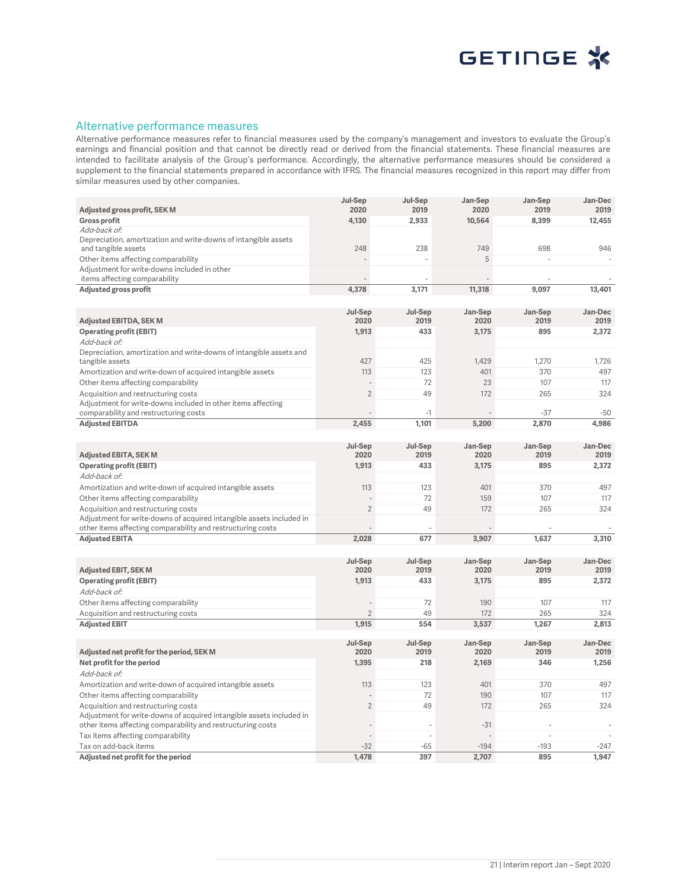## Alternative performance measures

Alternative performance measures refer to financial measures used by the company's management and investors to evaluate the Group's earnings and financial position and that cannot be directly read or derived from the financial statements. These financial measures are intended to facilitate analysis of the Group's performance. Accordingly, the alternative performance measures should be considered a supplement to the financial statements prepared in accordance with IFRS. The financial measures recognized in this report may differ from similar measures used by other companies.

| **Adjusted gross profit, SEK M** | Jul-Sep 2020 | Jul-Sep 2019 | Jan-Sep 2020 | Jan-Sep 2019 | Jan-Dec 2019 |
|---|---|---|---|---|---|
| **Gross profit** | **4,130** | **2,933** | **10,564** | **8,399** | **12,455** |
| *Add-back of:* | | | | | |
| Depreciation, amortization and write-downs of intangible assets and tangible assets | 248 | 238 | 749 | 698 | 946 |
| Other items affecting comparability | - | - | 5 | - | - |
| Adjustment for write-downs included in other items affecting comparability | - | - | - | - | - |
| **Adjusted gross profit** | **4,378** | **3,171** | **11,318** | **9,097** | **13,401** |

| **Adjusted EBITDA, SEK M** | Jul-Sep 2020 | Jul-Sep 2019 | Jan-Sep 2020 | Jan-Sep 2019 | Jan-Dec 2019 |
|---|---|---|---|---|---|
| **Operating profit (EBIT)** | **1,913** | **433** | **3,175** | **895** | **2,372** |
| *Add-back of:* | | | | | |
| Depreciation, amortization and write-downs of intangible assets and tangible assets | 427 | 425 | 1,429 | 1,270 | 1,726 |
| Amortization and write-down of acquired intangible assets | 113 | 123 | 401 | 370 | 497 |
| Other items affecting comparability | - | 72 | 23 | 107 | 117 |
| Acquisition and restructuring costs | 2 | 49 | 172 | 265 | 324 |
| Adjustment for write-downs included in other items affecting comparability and restructuring costs | - | -1 | - | -37 | -50 |
| **Adjusted EBITDA** | **2,455** | **1,101** | **5,200** | **2,870** | **4,986** |

| **Adjusted EBITA, SEK M** | Jul-Sep 2020 | Jul-Sep 2019 | Jan-Sep 2020 | Jan-Sep 2019 | Jan-Dec 2019 |
|---|---|---|---|---|---|
| **Operating profit (EBIT)** | **1,913** | **433** | **3,175** | **895** | **2,372** |
| *Add-back of:* | | | | | |
| Amortization and write-down of acquired intangible assets | 113 | 123 | 401 | 370 | 497 |
| Other items affecting comparability | - | 72 | 159 | 107 | 117 |
| Acquisition and restructuring costs | 2 | 49 | 172 | 265 | 324 |
| Adjustment for write-downs of acquired intangible assets included in other items affecting comparability and restructuring costs | - | - | - | - | - |
| **Adjusted EBITA** | **2,028** | **677** | **3,907** | **1,637** | **3,310** |

| **Adjusted EBIT, SEK M** | Jul-Sep 2020 | Jul-Sep 2019 | Jan-Sep 2020 | Jan-Sep 2019 | Jan-Dec 2019 |
|---|---|---|---|---|---|
| **Operating profit (EBIT)** | **1,913** | **433** | **3,175** | **895** | **2,372** |
| *Add-back of:* | | | | | |
| Other items affecting comparability | - | 72 | 190 | 107 | 117 |
| Acquisition and restructuring costs | 2 | 49 | 172 | 265 | 324 |
| **Adjusted EBIT** | **1,915** | **554** | **3,537** | **1,267** | **2,813** |

| **Adjusted net profit for the period, SEK M** | Jul-Sep 2020 | Jul-Sep 2019 | Jan-Sep 2020 | Jan-Sep 2019 | Jan-Dec 2019 |
|---|---|---|---|---|---|
| **Net profit for the period** | **1,395** | **218** | **2,169** | **346** | **1,256** |
| *Add-back of:* | | | | | |
| Amortization and write-down of acquired intangible assets | 113 | 123 | 401 | 370 | 497 |
| Other items affecting comparability | - | 72 | 190 | 107 | 117 |
| Acquisition and restructuring costs | 2 | 49 | 172 | 265 | 324 |
| Adjustment for write-downs of acquired intangible assets included in other items affecting comparability and restructuring costs | - | - | -31 | - | - |
| Tax items affecting comparability | - | - | - | - | - |
| Tax on add-back items | -32 | -65 | -194 | -193 | -247 |
| **Adjusted net profit for the period** | **1,478** | **397** | **2,707** | **895** | **1,947** |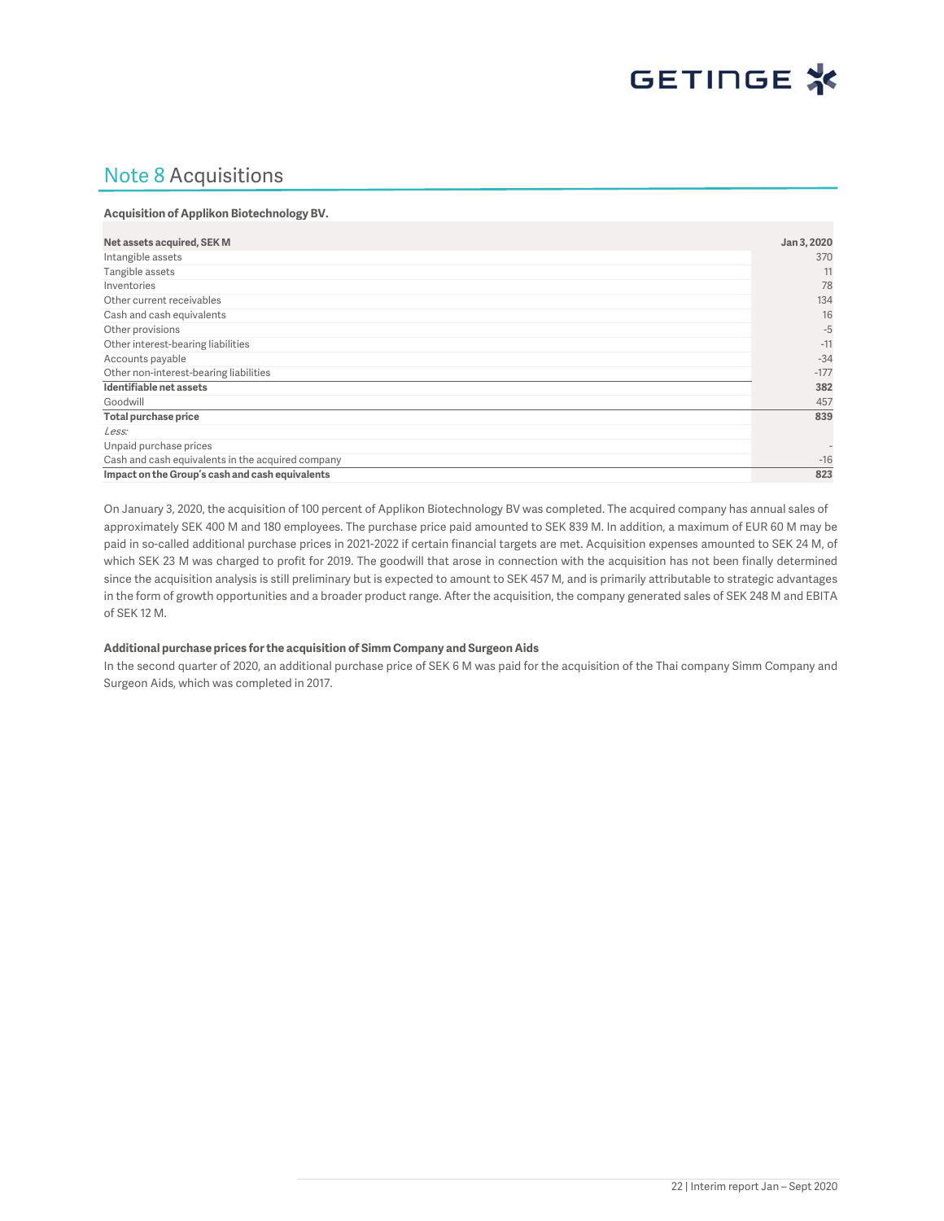# Note 8 Acquisitions

**Acquisition of Applikon Biotechnology BV.**

| Net assets acquired, SEK M | Jan 3, 2020 |
|---|---|
| Intangible assets | 370 |
| Tangible assets | 11 |
| Inventories | 78 |
| Other current receivables | 134 |
| Cash and cash equivalents | 16 |
| Other provisions | -5 |
| Other interest-bearing liabilities | -11 |
| Accounts payable | -34 |
| Other non-interest-bearing liabilities | -177 |
| **Identifiable net assets** | **382** |
| Goodwill | 457 |
| **Total purchase price** | **839** |
| *Less:* | |
| Unpaid purchase prices | - |
| Cash and cash equivalents in the acquired company | -16 |
| **Impact on the Group's cash and cash equivalents** | **823** |

On January 3, 2020, the acquisition of 100 percent of Applikon Biotechnology BV was completed. The acquired company has annual sales of approximately SEK 400 M and 180 employees. The purchase price paid amounted to SEK 839 M. In addition, a maximum of EUR 60 M may be paid in so-called additional purchase prices in 2021-2022 if certain financial targets are met. Acquisition expenses amounted to SEK 24 M, of which SEK 23 M was charged to profit for 2019. The goodwill that arose in connection with the acquisition has not been finally determined since the acquisition analysis is still preliminary but is expected to amount to SEK 457 M, and is primarily attributable to strategic advantages in the form of growth opportunities and a broader product range. After the acquisition, the company generated sales of SEK 248 M and EBITA of SEK 12 M.

**Additional purchase prices for the acquisition of Simm Company and Surgeon Aids**

In the second quarter of 2020, an additional purchase price of SEK 6 M was paid for the acquisition of the Thai company Simm Company and Surgeon Aids, which was completed in 2017.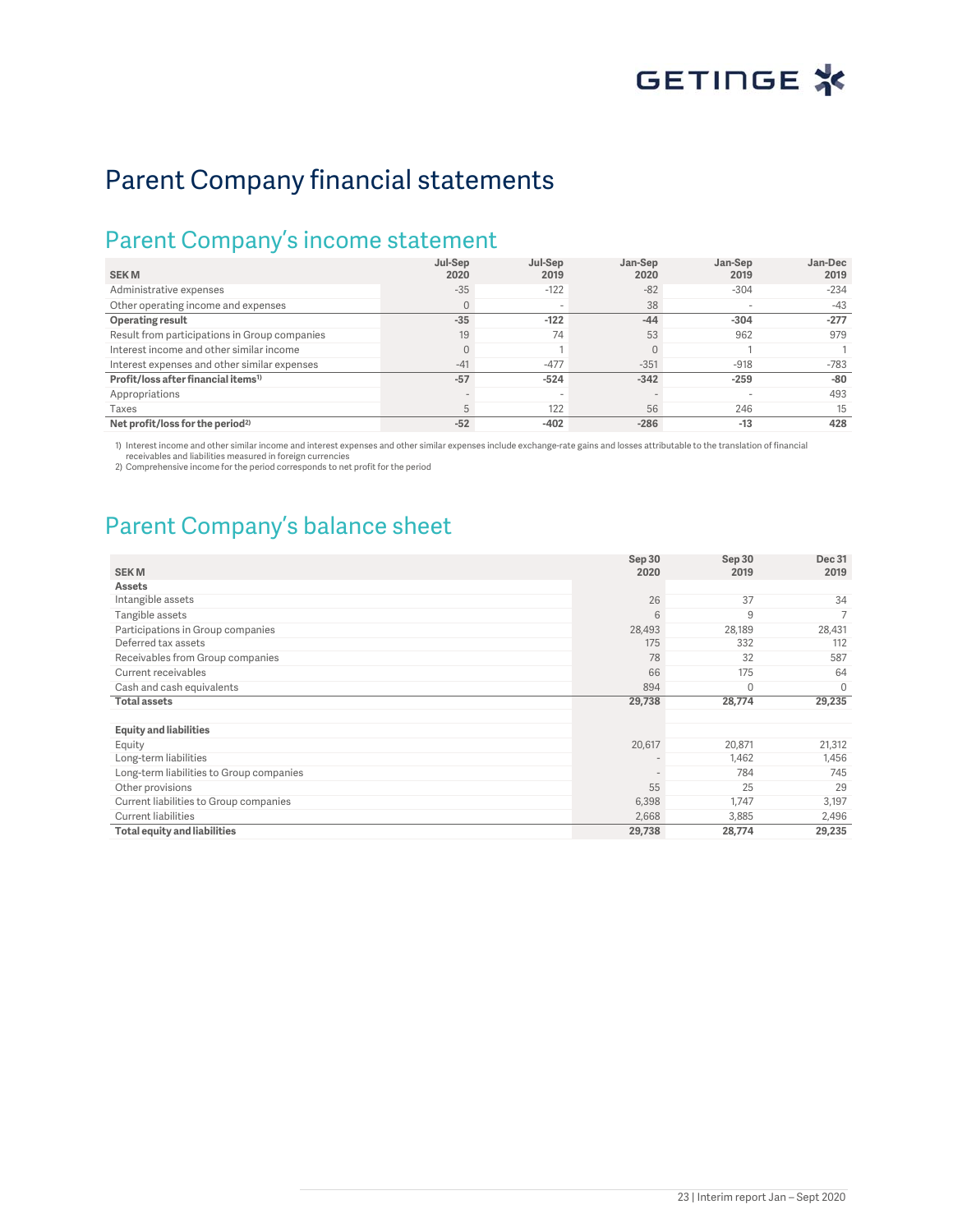# Parent Company financial statements

## Parent Company's income statement

| SEK M | Jul-Sep 2020 | Jul-Sep 2019 | Jan-Sep 2020 | Jan-Sep 2019 | Jan-Dec 2019 |
|---|---|---|---|---|---|
| Administrative expenses | -35 | -122 | -82 | -304 | -234 |
| Other operating income and expenses | 0 | - | 38 | - | -43 |
| **Operating result** | **-35** | **-122** | **-44** | **-304** | **-277** |
| Result from participations in Group companies | 19 | 74 | 53 | 962 | 979 |
| Interest income and other similar income | 0 | 1 | 0 | 1 | 1 |
| Interest expenses and other similar expenses | -41 | -477 | -351 | -918 | -783 |
| **Profit/loss after financial items[1]** | **-57** | **-524** | **-342** | **-259** | **-80** |
| Appropriations | - | - | - | - | 493 |
| Taxes | 5 | 122 | 56 | 246 | 15 |
| **Net profit/loss for the period[2]** | **-52** | **-402** | **-286** | **-13** | **428** |

1) Interest income and other similar income and interest expenses and other similar expenses include exchange-rate gains and losses attributable to the translation of financial receivables and liabilities measured in foreign currencies
2) Comprehensive income for the period corresponds to net profit for the period

## Parent Company's balance sheet

| SEK M | Sep 30 2020 | Sep 30 2019 | Dec 31 2019 |
|---|---|---|---|
| **Assets** | | | |
| Intangible assets | 26 | 37 | 34 |
| Tangible assets | 6 | 9 | 7 |
| Participations in Group companies | 28,493 | 28,189 | 28,431 |
| Deferred tax assets | 175 | 332 | 112 |
| Receivables from Group companies | 78 | 32 | 587 |
| Current receivables | 66 | 175 | 64 |
| Cash and cash equivalents | 894 | 0 | 0 |
| **Total assets** | **29,738** | **28,774** | **29,235** |
| | | | |
| **Equity and liabilities** | | | |
| Equity | 20,617 | 20,871 | 21,312 |
| Long-term liabilities | - | 1,462 | 1,456 |
| Long-term liabilities to Group companies | - | 784 | 745 |
| Other provisions | 55 | 25 | 29 |
| Current liabilities to Group companies | 6,398 | 1,747 | 3,197 |
| Current liabilities | 2,668 | 3,885 | 2,496 |
| **Total equity and liabilities** | **29,738** | **28,774** | **29,235** |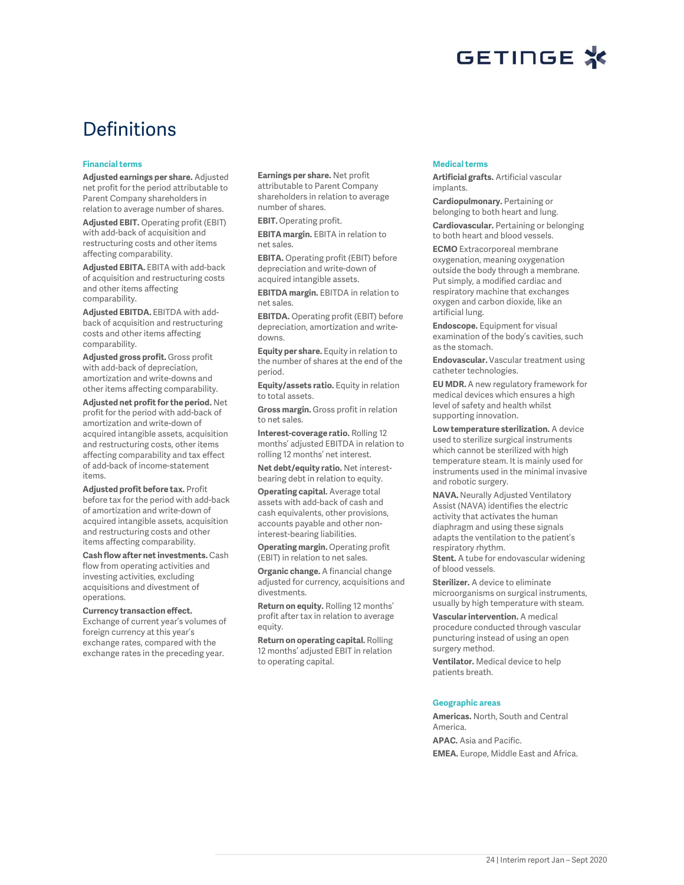# Definitions

### Financial terms

**Adjusted earnings per share.** Adjusted net profit for the period attributable to Parent Company shareholders in relation to average number of shares.

**Adjusted EBIT.** Operating profit (EBIT) with add-back of acquisition and restructuring costs and other items affecting comparability.

**Adjusted EBITA.** EBITA with add-back of acquisition and restructuring costs and other items affecting comparability.

**Adjusted EBITDA.** EBITDA with add-back of acquisition and restructuring costs and other items affecting comparability.

**Adjusted gross profit.** Gross profit with add-back of depreciation, amortization and write-downs and other items affecting comparability.

**Adjusted net profit for the period.** Net profit for the period with add-back of amortization and write-down of acquired intangible assets, acquisition and restructuring costs, other items affecting comparability and tax effect of add-back of income-statement items.

**Adjusted profit before tax.** Profit before tax for the period with add-back of amortization and write-down of acquired intangible assets, acquisition and restructuring costs and other items affecting comparability.

**Cash flow after net investments.** Cash flow from operating activities and investing activities, excluding acquisitions and divestment of operations.

**Currency transaction effect.** Exchange of current year's volumes of foreign currency at this year's exchange rates, compared with the exchange rates in the preceding year.

**Earnings per share.** Net profit attributable to Parent Company shareholders in relation to average number of shares.

**EBIT.** Operating profit.

**EBITA margin.** EBITA in relation to net sales.

**EBITA.** Operating profit (EBIT) before depreciation and write-down of acquired intangible assets.

**EBITDA margin.** EBITDA in relation to net sales.

**EBITDA.** Operating profit (EBIT) before depreciation, amortization and write-downs.

**Equity per share.** Equity in relation to the number of shares at the end of the period.

**Equity/assets ratio.** Equity in relation to total assets.

**Gross margin.** Gross profit in relation to net sales.

**Interest-coverage ratio.** Rolling 12 months' adjusted EBITDA in relation to rolling 12 months' net interest.

**Net debt/equity ratio.** Net interest-bearing debt in relation to equity.

**Operating capital.** Average total assets with add-back of cash and cash equivalents, other provisions, accounts payable and other non-interest-bearing liabilities.

**Operating margin.** Operating profit (EBIT) in relation to net sales.

**Organic change.** A financial change adjusted for currency, acquisitions and divestments.

**Return on equity.** Rolling 12 months' profit after tax in relation to average equity.

**Return on operating capital.** Rolling 12 months' adjusted EBIT in relation to operating capital.

### Medical terms

**Artificial grafts.** Artificial vascular implants.

**Cardiopulmonary.** Pertaining or belonging to both heart and lung.

**Cardiovascular.** Pertaining or belonging to both heart and blood vessels.

**ECMO** Extracorporeal membrane oxygenation, meaning oxygenation outside the body through a membrane. Put simply, a modified cardiac and respiratory machine that exchanges oxygen and carbon dioxide, like an artificial lung.

**Endoscope.** Equipment for visual examination of the body's cavities, such as the stomach.

**Endovascular.** Vascular treatment using catheter technologies.

**EU MDR.** A new regulatory framework for medical devices which ensures a high level of safety and health whilst supporting innovation.

**Low temperature sterilization.** A device used to sterilize surgical instruments which cannot be sterilized with high temperature steam. It is mainly used for instruments used in the minimal invasive and robotic surgery.

**NAVA.** Neurally Adjusted Ventilatory Assist (NAVA) identifies the electric activity that activates the human diaphragm and using these signals adapts the ventilation to the patient's respiratory rhythm.

**Stent.** A tube for endovascular widening of blood vessels.

**Sterilizer.** A device to eliminate microorganisms on surgical instruments, usually by high temperature with steam.

**Vascular intervention.** A medical procedure conducted through vascular puncturing instead of using an open surgery method.

**Ventilator.** Medical device to help patients breath.

### Geographic areas

**Americas.** North, South and Central America.

**APAC.** Asia and Pacific.

**EMEA.** Europe, Middle East and Africa.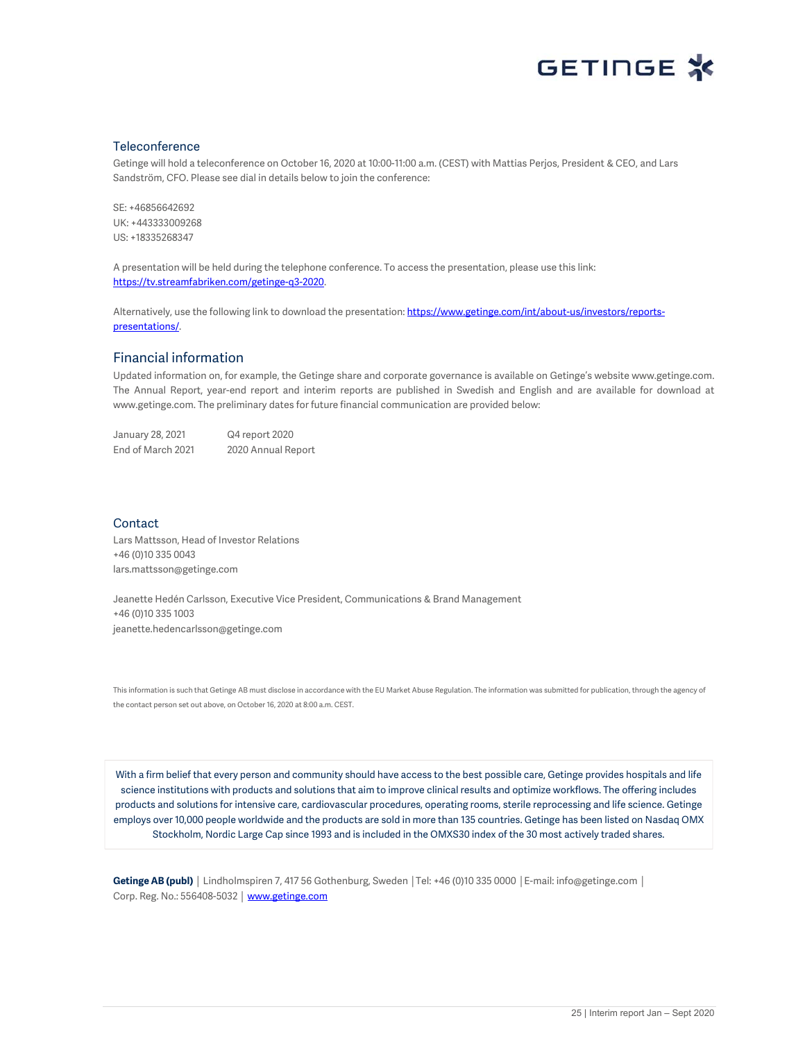## Teleconference

Getinge will hold a teleconference on October 16, 2020 at 10:00-11:00 a.m. (CEST) with Mattias Perjos, President & CEO, and Lars Sandström, CFO. Please see dial in details below to join the conference:

SE: +46856642692
UK: +443333009268
US: +18335268347

A presentation will be held during the telephone conference. To access the presentation, please use this link: https://tv.streamfabriken.com/getinge-q3-2020.

Alternatively, use the following link to download the presentation: https://www.getinge.com/int/about-us/investors/reports-presentations/.

## Financial information

Updated information on, for example, the Getinge share and corporate governance is available on Getinge's website www.getinge.com. The Annual Report, year-end report and interim reports are published in Swedish and English and are available for download at www.getinge.com. The preliminary dates for future financial communication are provided below:

| | |
|---|---|
| January 28, 2021 | Q4 report 2020 |
| End of March 2021 | 2020 Annual Report |

## Contact

Lars Mattsson, Head of Investor Relations
+46 (0)10 335 0043
lars.mattsson@getinge.com

Jeanette Hedén Carlsson, Executive Vice President, Communications & Brand Management
+46 (0)10 335 1003
jeanette.hedencarlsson@getinge.com

This information is such that Getinge AB must disclose in accordance with the EU Market Abuse Regulation. The information was submitted for publication, through the agency of the contact person set out above, on October 16, 2020 at 8:00 a.m. CEST.

With a firm belief that every person and community should have access to the best possible care, Getinge provides hospitals and life science institutions with products and solutions that aim to improve clinical results and optimize workflows. The offering includes products and solutions for intensive care, cardiovascular procedures, operating rooms, sterile reprocessing and life science. Getinge employs over 10,000 people worldwide and the products are sold in more than 135 countries. Getinge has been listed on Nasdaq OMX Stockholm, Nordic Large Cap since 1993 and is included in the OMXS30 index of the 30 most actively traded shares.

**Getinge AB (publ)** | Lindholmspiren 7, 417 56 Gothenburg, Sweden | Tel: +46 (0)10 335 0000 | E-mail: info@getinge.com | Corp. Reg. No.: 556408-5032 | www.getinge.com